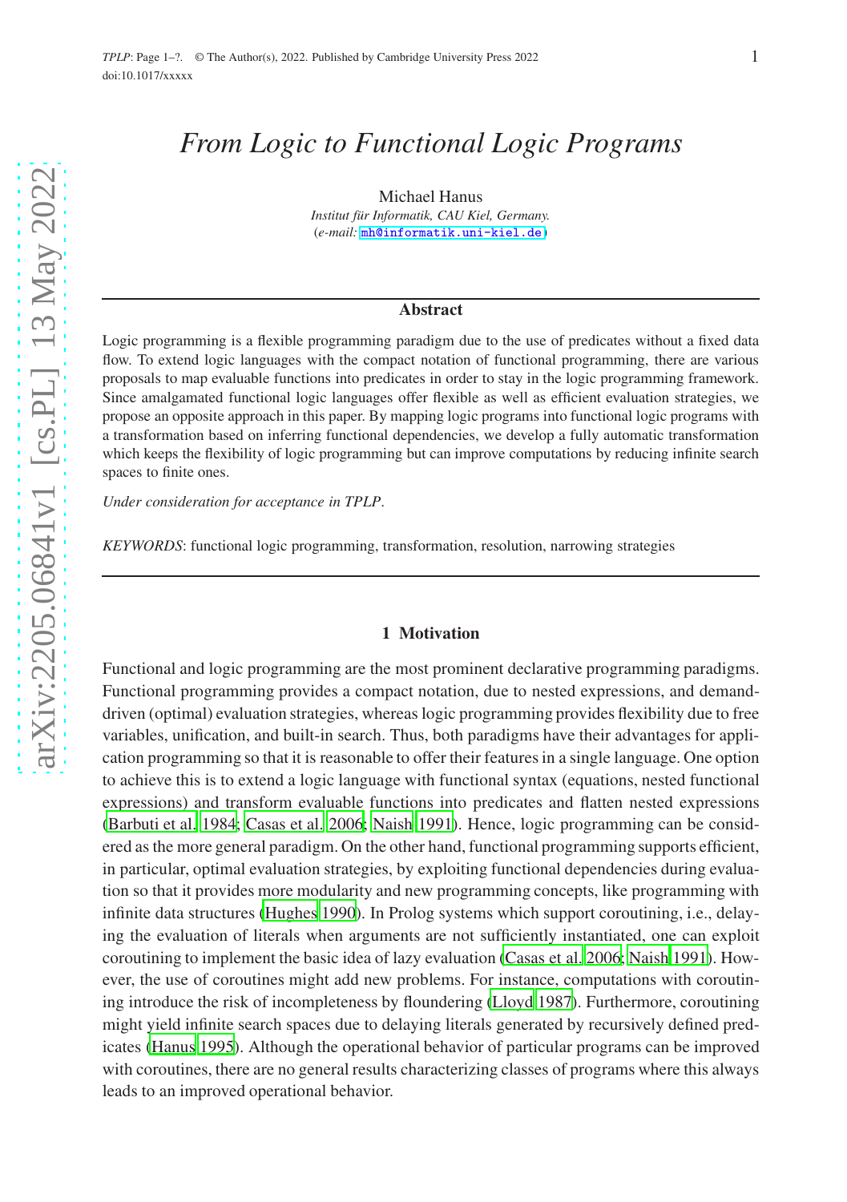# *From Logic to Functional Logic Programs*

Michael Hanus

*Institut für Informatik, CAU Kiel, Germany.*
*(e-mail:* mh@informatik.uni-kiel.de*)*

## Abstract

Logic programming is a flexible programming paradigm due to the use of predicates without a fixed data flow. To extend logic languages with the compact notation of functional programming, there are various proposals to map evaluable functions into predicates in order to stay in the logic programming framework. Since amalgamated functional logic languages offer flexible as well as efficient evaluation strategies, we propose an opposite approach in this paper. By mapping logic programs into functional logic programs with a transformation based on inferring functional dependencies, we develop a fully automatic transformation which keeps the flexibility of logic programming but can improve computations by reducing infinite search spaces to finite ones.

*Under consideration for acceptance in TPLP.*

*KEYWORDS*: functional logic programming, transformation, resolution, narrowing strategies

## 1 Motivation

Functional and logic programming are the most prominent declarative programming paradigms. Functional programming provides a compact notation, due to nested expressions, and demand-driven (optimal) evaluation strategies, whereas logic programming provides flexibility due to free variables, unification, and built-in search. Thus, both paradigms have their advantages for application programming so that it is reasonable to offer their features in a single language. One option to achieve this is to extend a logic language with functional syntax (equations, nested functional expressions) and transform evaluable functions into predicates and flatten nested expressions (Barbuti et al. 1984; Casas et al. 2006; Naish 1991). Hence, logic programming can be considered as the more general paradigm. On the other hand, functional programming supports efficient, in particular, optimal evaluation strategies, by exploiting functional dependencies during evaluation so that it provides more modularity and new programming concepts, like programming with infinite data structures (Hughes 1990). In Prolog systems which support coroutining, i.e., delaying the evaluation of literals when arguments are not sufficiently instantiated, one can exploit coroutining to implement the basic idea of lazy evaluation (Casas et al. 2006; Naish 1991). However, the use of coroutines might add new problems. For instance, computations with coroutining introduce the risk of incompleteness by floundering (Lloyd 1987). Furthermore, coroutining might yield infinite search spaces due to delaying literals generated by recursively defined predicates (Hanus 1995). Although the operational behavior of particular programs can be improved with coroutines, there are no general results characterizing classes of programs where this always leads to an improved operational behavior.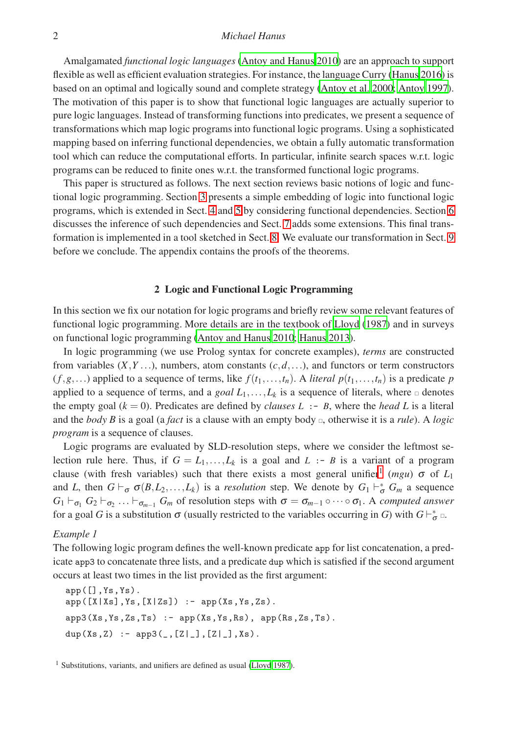Amalgamated *functional logic languages* (Antoy and Hanus 2010) are an approach to support flexible as well as efficient evaluation strategies. For instance, the language Curry (Hanus 2016) is based on an optimal and logically sound and complete strategy (Antoy et al. 2000; Antoy 1997). The motivation of this paper is to show that functional logic languages are actually superior to pure logic languages. Instead of transforming functions into predicates, we present a sequence of transformations which map logic programs into functional logic programs. Using a sophisticated mapping based on inferring functional dependencies, we obtain a fully automatic transformation tool which can reduce the computational efforts. In particular, infinite search spaces w.r.t. logic programs can be reduced to finite ones w.r.t. the transformed functional logic programs.

This paper is structured as follows. The next section reviews basic notions of logic and functional logic programming. Section 3 presents a simple embedding of logic into functional logic programs, which is extended in Sect. 4 and 5 by considering functional dependencies. Section 6 discusses the inference of such dependencies and Sect. 7 adds some extensions. This final transformation is implemented in a tool sketched in Sect. 8. We evaluate our transformation in Sect. 9 before we conclude. The appendix contains the proofs of the theorems.

## 2 Logic and Functional Logic Programming

In this section we fix our notation for logic programs and briefly review some relevant features of functional logic programming. More details are in the textbook of Lloyd (1987) and in surveys on functional logic programming (Antoy and Hanus 2010; Hanus 2013).

In logic programming (we use Prolog syntax for concrete examples), *terms* are constructed from variables ($X,Y \ldots$), numbers, atom constants ($c,d,\ldots$), and functors or term constructors ($f,g,\ldots$) applied to a sequence of terms, like $f(t_1,\ldots,t_n)$. A *literal* $p(t_1,\ldots,t_n)$ is a predicate $p$ applied to a sequence of terms, and a *goal* $L_1,\ldots,L_k$ is a sequence of literals, where $\square$ denotes the empty goal ($k=0$). Predicates are defined by *clauses* $L$ `:-` $B$, where the *head* $L$ is a literal and the *body* $B$ is a goal (a *fact* is a clause with an empty body $\square$, otherwise it is a *rule*). A *logic program* is a sequence of clauses.

Logic programs are evaluated by SLD-resolution steps, where we consider the leftmost selection rule here. Thus, if $G = L_1,\ldots,L_k$ is a goal and $L$ `:-` $B$ is a variant of a program clause (with fresh variables) such that there exists a most general unifier[1] (*mgu*) $\sigma$ of $L_1$ and $L$, then $G \vdash_\sigma \sigma(B,L_2,\ldots,L_k)$ is a *resolution* step. We denote by $G_1 \vdash^*_\sigma G_m$ a sequence $G_1 \vdash_{\sigma_1} G_2 \vdash_{\sigma_2} \ldots \vdash_{\sigma_{m-1}} G_m$ of resolution steps with $\sigma = \sigma_{m-1} \circ \cdots \circ \sigma_1$. A *computed answer* for a goal $G$ is a substitution $\sigma$ (usually restricted to the variables occurring in $G$) with $G \vdash^*_\sigma \square$.

*Example 1*
The following logic program defines the well-known predicate `app` for list concatenation, a predicate `app3` to concatenate three lists, and a predicate `dup` which is satisfied if the second argument occurs at least two times in the list provided as the first argument:

```
app([],Ys,Ys).
app([X|Xs],Ys,[X|Zs]) :- app(Xs,Ys,Zs).
app3(Xs,Ys,Zs,Ts) :- app(Xs,Ys,Rs), app(Rs,Zs,Ts).
dup(Xs,Z) :- app3(_,[Z|_],[Z|_],Xs).
```

[1] Substitutions, variants, and unifiers are defined as usual (Lloyd 1987).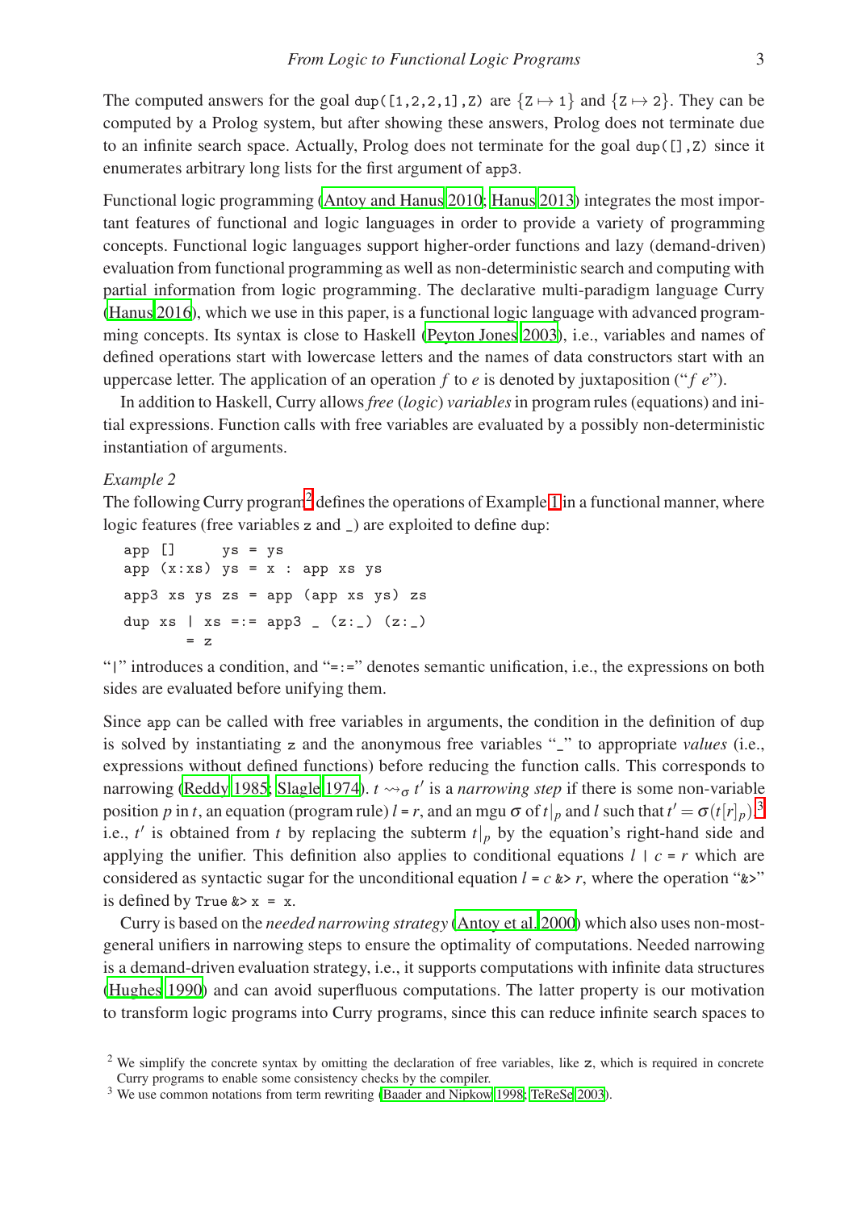The computed answers for the goal `dup([1,2,2,1],Z)` are $\{Z \mapsto 1\}$ and $\{Z \mapsto 2\}$. They can be computed by a Prolog system, but after showing these answers, Prolog does not terminate due to an infinite search space. Actually, Prolog does not terminate for the goal `dup([],Z)` since it enumerates arbitrary long lists for the first argument of `app3`.

Functional logic programming (Antoy and Hanus 2010; Hanus 2013) integrates the most important features of functional and logic languages in order to provide a variety of programming concepts. Functional logic languages support higher-order functions and lazy (demand-driven) evaluation from functional programming as well as non-deterministic search and computing with partial information from logic programming. The declarative multi-paradigm language Curry (Hanus 2016), which we use in this paper, is a functional logic language with advanced programming concepts. Its syntax is close to Haskell (Peyton Jones 2003), i.e., variables and names of defined operations start with lowercase letters and the names of data constructors start with an uppercase letter. The application of an operation $f$ to $e$ is denoted by juxtaposition ("$f\ e$").

In addition to Haskell, Curry allows *free* (*logic*) *variables* in program rules (equations) and initial expressions. Function calls with free variables are evaluated by a possibly non-deterministic instantiation of arguments.

*Example 2*

The following Curry program[2] defines the operations of Example 1 in a functional manner, where logic features (free variables `z` and `_`) are exploited to define `dup`:

```
app []     ys = ys
app (x:xs) ys = x : app xs ys

app3 xs ys zs = app (app xs ys) zs

dup xs | xs =:= app3 _ (z:_) (z:_)
       = z
```

"`|`" introduces a condition, and "`=:=`" denotes semantic unification, i.e., the expressions on both sides are evaluated before unifying them.

Since `app` can be called with free variables in arguments, the condition in the definition of `dup` is solved by instantiating `z` and the anonymous free variables "`_`" to appropriate *values* (i.e., expressions without defined functions) before reducing the function calls. This corresponds to narrowing (Reddy 1985; Slagle 1974). $t \rightsquigarrow_\sigma t'$ is a *narrowing step* if there is some non-variable position $p$ in $t$, an equation (program rule) $l$ = $r$, and an mgu $\sigma$ of $t|_p$ and $l$ such that $t' = \sigma(t[r]_p)$,[3] i.e., $t'$ is obtained from $t$ by replacing the subterm $t|_p$ by the equation's right-hand side and applying the unifier. This definition also applies to conditional equations $l$ `|` $c$ = $r$ which are considered as syntactic sugar for the unconditional equation $l$ = $c$ `&>` $r$, where the operation "`&>`" is defined by `True &> x = x`.

Curry is based on the *needed narrowing strategy* (Antoy et al. 2000) which also uses non-most-general unifiers in narrowing steps to ensure the optimality of computations. Needed narrowing is a demand-driven evaluation strategy, i.e., it supports computations with infinite data structures (Hughes 1990) and can avoid superfluous computations. The latter property is our motivation to transform logic programs into Curry programs, since this can reduce infinite search spaces to

[2] We simplify the concrete syntax by omitting the declaration of free variables, like `z`, which is required in concrete Curry programs to enable some consistency checks by the compiler.

[3] We use common notations from term rewriting (Baader and Nipkow 1998; TeReSe 2003).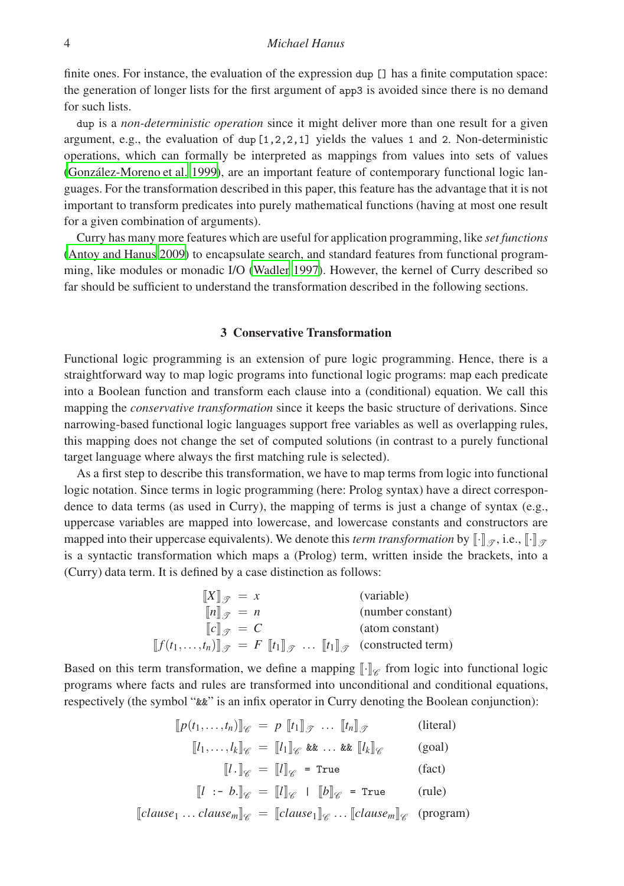finite ones. For instance, the evaluation of the expression `dup []` has a finite computation space: the generation of longer lists for the first argument of `app3` is avoided since there is no demand for such lists.

`dup` is a *non-deterministic operation* since it might deliver more than one result for a given argument, e.g., the evaluation of `dup [1,2,2,1]` yields the values `1` and `2`. Non-deterministic operations, which can formally be interpreted as mappings from values into sets of values (González-Moreno et al. 1999), are an important feature of contemporary functional logic languages. For the transformation described in this paper, this feature has the advantage that it is not important to transform predicates into purely mathematical functions (having at most one result for a given combination of arguments).

Curry has many more features which are useful for application programming, like *set functions* (Antoy and Hanus 2009) to encapsulate search, and standard features from functional programming, like modules or monadic I/O (Wadler 1997). However, the kernel of Curry described so far should be sufficient to understand the transformation described in the following sections.

## 3 Conservative Transformation

Functional logic programming is an extension of pure logic programming. Hence, there is a straightforward way to map logic programs into functional logic programs: map each predicate into a Boolean function and transform each clause into a (conditional) equation. We call this mapping the *conservative transformation* since it keeps the basic structure of derivations. Since narrowing-based functional logic languages support free variables as well as overlapping rules, this mapping does not change the set of computed solutions (in contrast to a purely functional target language where always the first matching rule is selected).

As a first step to describe this transformation, we have to map terms from logic into functional logic notation. Since terms in logic programming (here: Prolog syntax) have a direct correspondence to data terms (as used in Curry), the mapping of terms is just a change of syntax (e.g., uppercase variables are mapped into lowercase, and lowercase constants and constructors are mapped into their uppercase equivalents). We denote this *term transformation* by $[\![\cdot]\!]_{\mathscr{T}}$, i.e., $[\![\cdot]\!]_{\mathscr{T}}$ is a syntactic transformation which maps a (Prolog) term, written inside the brackets, into a (Curry) data term. It is defined by a case distinction as follows:

$$
\begin{array}{rcll}
[\![X]\!]_{\mathscr{T}} & = & x & \text{(variable)} \\
[\![n]\!]_{\mathscr{T}} & = & n & \text{(number constant)} \\
[\![c]\!]_{\mathscr{T}} & = & C & \text{(atom constant)} \\
[\![f(t_1,\ldots,t_n)]\!]_{\mathscr{T}} & = & F\ [\![t_1]\!]_{\mathscr{T}}\ \ldots\ [\![t_1]\!]_{\mathscr{T}} & \text{(constructed term)}
\end{array}
$$

Based on this term transformation, we define a mapping $[\![\cdot]\!]_{\mathscr{C}}$ from logic into functional logic programs where facts and rules are transformed into unconditional and conditional equations, respectively (the symbol "`&&`" is an infix operator in Curry denoting the Boolean conjunction):

$$
\begin{array}{rcll}
[\![p(t_1,\ldots,t_n)]\!]_{\mathscr{C}} & = & p\ [\![t_1]\!]_{\mathscr{T}}\ \ldots\ [\![t_n]\!]_{\mathscr{T}} & \text{(literal)} \\
[\![l_1,\ldots,l_k]\!]_{\mathscr{C}} & = & [\![l_1]\!]_{\mathscr{C}}\ \texttt{\&\&}\ \ldots\ \texttt{\&\&}\ [\![l_k]\!]_{\mathscr{C}} & \text{(goal)} \\
[\![l\,.]\!]_{\mathscr{C}} & = & [\![l]\!]_{\mathscr{C}}\ \texttt{ = True} & \text{(fact)} \\
[\![l\ \texttt{:-}\ b.]\!]_{\mathscr{C}} & = & [\![l]\!]_{\mathscr{C}}\ \texttt{ | }\ [\![b]\!]_{\mathscr{C}}\ \texttt{ = True} & \text{(rule)} \\
[\![clause_1 \ldots clause_m]\!]_{\mathscr{C}} & = & [\![clause_1]\!]_{\mathscr{C}} \ldots [\![clause_m]\!]_{\mathscr{C}} & \text{(program)}
\end{array}
$$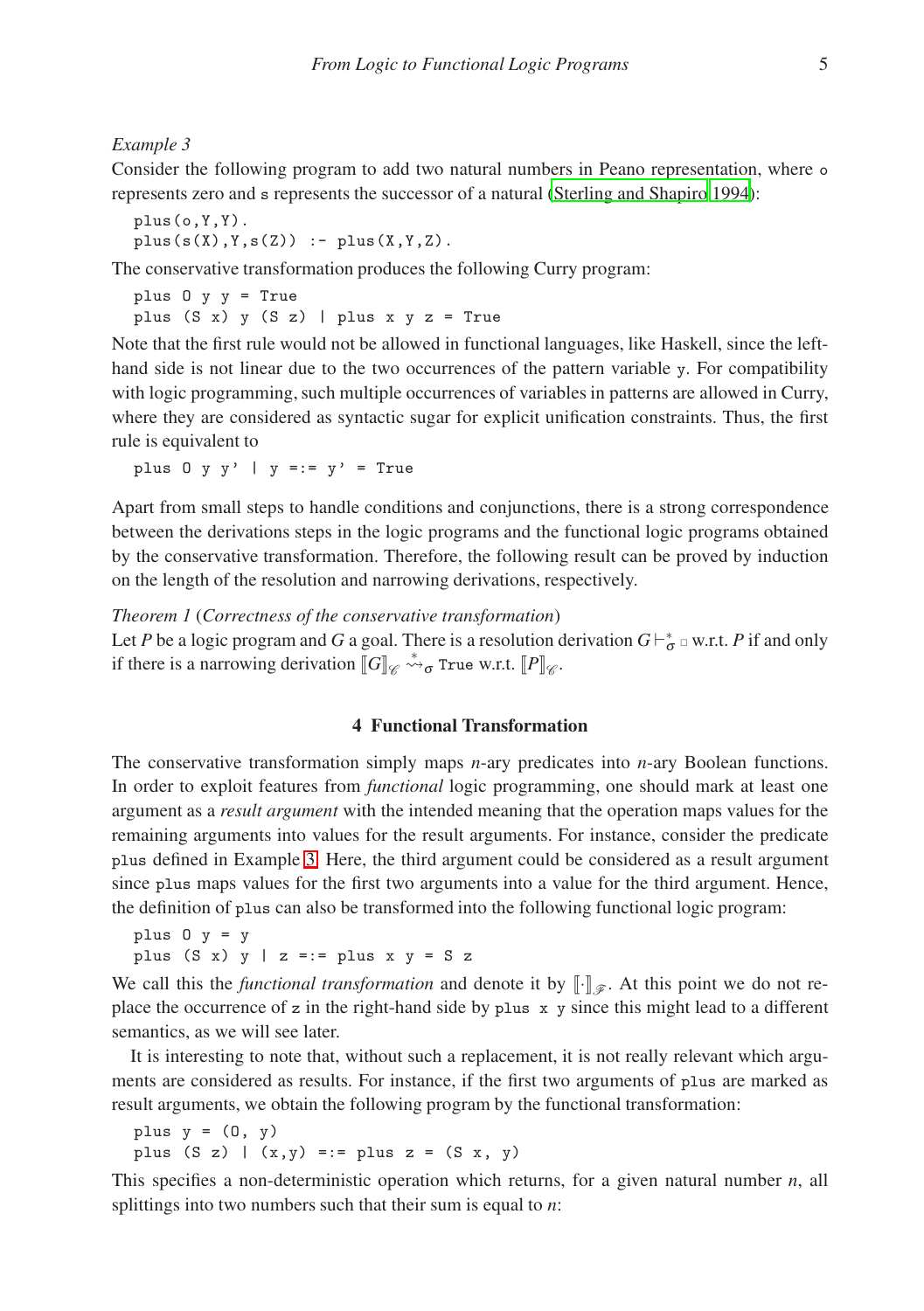*Example 3*

Consider the following program to add two natural numbers in Peano representation, where o represents zero and s represents the successor of a natural (Sterling and Shapiro 1994):

```
plus(o,Y,Y).
plus(s(X),Y,s(Z)) :- plus(X,Y,Z).
```

The conservative transformation produces the following Curry program:

```
plus O y y = True
plus (S x) y (S z) | plus x y z = True
```

Note that the first rule would not be allowed in functional languages, like Haskell, since the left-hand side is not linear due to the two occurrences of the pattern variable y. For compatibility with logic programming, such multiple occurrences of variables in patterns are allowed in Curry, where they are considered as syntactic sugar for explicit unification constraints. Thus, the first rule is equivalent to

```
plus O y y' | y =:= y' = True
```

Apart from small steps to handle conditions and conjunctions, there is a strong correspondence between the derivations steps in the logic programs and the functional logic programs obtained by the conservative transformation. Therefore, the following result can be proved by induction on the length of the resolution and narrowing derivations, respectively.

*Theorem 1* (*Correctness of the conservative transformation*)

Let $P$ be a logic program and $G$ a goal. There is a resolution derivation $G \vdash^*_\sigma \Box$ w.r.t. $P$ if and only if there is a narrowing derivation $[\![G]\!]_{\mathscr{C}} \overset{*}{\rightsquigarrow}_\sigma$ True w.r.t. $[\![P]\!]_{\mathscr{C}}$.

## 4 Functional Transformation

The conservative transformation simply maps $n$-ary predicates into $n$-ary Boolean functions. In order to exploit features from *functional* logic programming, one should mark at least one argument as a *result argument* with the intended meaning that the operation maps values for the remaining arguments into values for the result arguments. For instance, consider the predicate plus defined in Example 3. Here, the third argument could be considered as a result argument since plus maps values for the first two arguments into a value for the third argument. Hence, the definition of plus can also be transformed into the following functional logic program:

```
plus O y = y
plus (S x) y | z =:= plus x y = S z
```

We call this the *functional transformation* and denote it by $[\![\cdot]\!]_{\mathscr{F}}$. At this point we do not replace the occurrence of z in the right-hand side by plus x y since this might lead to a different semantics, as we will see later.

It is interesting to note that, without such a replacement, it is not really relevant which arguments are considered as results. For instance, if the first two arguments of plus are marked as result arguments, we obtain the following program by the functional transformation:

```
plus y = (O, y)
plus (S z) | (x,y) =:= plus z = (S x, y)
```

This specifies a non-deterministic operation which returns, for a given natural number $n$, all splittings into two numbers such that their sum is equal to $n$: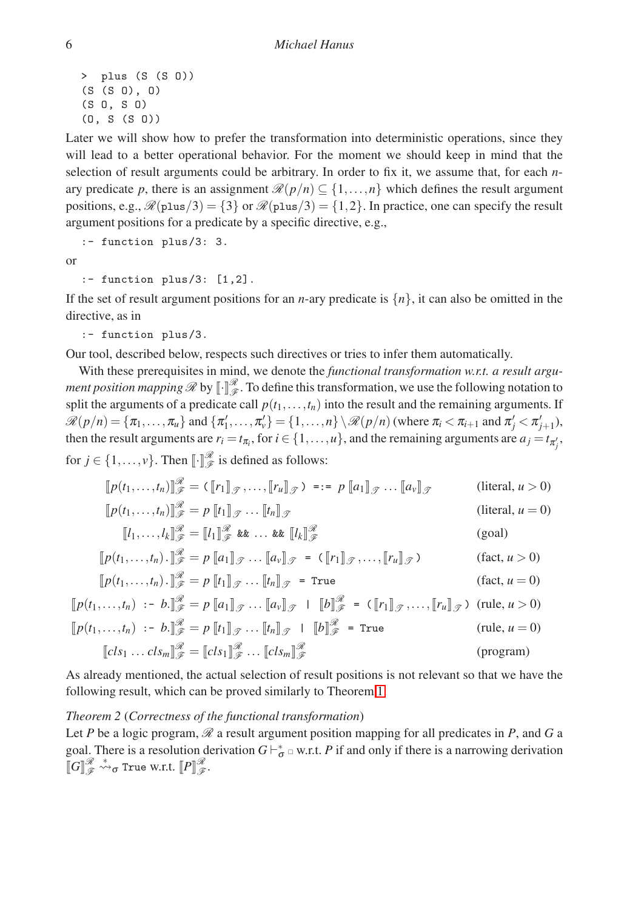```
> plus (S (S O))
(S (S O), O)
(S O, S O)
(O, S (S O))
```

Later we will show how to prefer the transformation into deterministic operations, since they will lead to a better operational behavior. For the moment we should keep in mind that the selection of result arguments could be arbitrary. In order to fix it, we assume that, for each $n$-ary predicate $p$, there is an assignment $\mathscr{R}(p/n) \subseteq \{1,\ldots,n\}$ which defines the result argument positions, e.g., $\mathscr{R}(\texttt{plus}/3) = \{3\}$ or $\mathscr{R}(\texttt{plus}/3) = \{1,2\}$. In practice, one can specify the result argument positions for a predicate by a specific directive, e.g.,

```
:- function plus/3: 3.
```

or

```
:- function plus/3: [1,2].
```

If the set of result argument positions for an $n$-ary predicate is $\{n\}$, it can also be omitted in the directive, as in

```
:- function plus/3.
```

Our tool, described below, respects such directives or tries to infer them automatically.

With these prerequisites in mind, we denote the *functional transformation w.r.t. a result argument position mapping* $\mathscr{R}$ by $[\![\cdot]\!]^{\mathscr{R}}_{\mathscr{F}}$. To define this transformation, we use the following notation to split the arguments of a predicate call $p(t_1,\ldots,t_n)$ into the result and the remaining arguments. If $\mathscr{R}(p/n) = \{\pi_1,\ldots,\pi_u\}$ and $\{\pi'_1,\ldots,\pi'_v\} = \{1,\ldots,n\} \setminus \mathscr{R}(p/n)$ (where $\pi_i < \pi_{i+1}$ and $\pi'_j < \pi'_{j+1}$), then the result arguments are $r_i = t_{\pi_i}$, for $i \in \{1,\ldots,u\}$, and the remaining arguments are $a_j = t_{\pi'_j}$, for $j \in \{1,\ldots,v\}$. Then $[\![\cdot]\!]^{\mathscr{R}}_{\mathscr{F}}$ is defined as follows:

$$
\begin{array}{rcll}
[\![p(t_1,\ldots,t_n)]\!]^{\mathscr{R}}_{\mathscr{F}} &=& \texttt{(}[\![r_1]\!]_{\mathscr{T}},\ldots,[\![r_u]\!]_{\mathscr{T}}\texttt{)} \texttt{ =:= } p\ [\![a_1]\!]_{\mathscr{T}} \ldots [\![a_v]\!]_{\mathscr{T}} & \text{(literal, } u>0\text{)}\\
[\![p(t_1,\ldots,t_n)]\!]^{\mathscr{R}}_{\mathscr{F}} &=& p\ [\![t_1]\!]_{\mathscr{T}} \ldots [\![t_n]\!]_{\mathscr{T}} & \text{(literal, } u=0\text{)}\\
[\![l_1,\ldots,l_k]\!]^{\mathscr{R}}_{\mathscr{F}} &=& [\![l_1]\!]^{\mathscr{R}}_{\mathscr{F}} \texttt{ \&\& } \ldots \texttt{ \&\& } [\![l_k]\!]^{\mathscr{R}}_{\mathscr{F}} & \text{(goal)}\\
[\![p(t_1,\ldots,t_n)\texttt{.}]\!]^{\mathscr{R}}_{\mathscr{F}} &=& p\ [\![a_1]\!]_{\mathscr{T}} \ldots [\![a_v]\!]_{\mathscr{T}} \texttt{ = (}[\![r_1]\!]_{\mathscr{T}},\ldots,[\![r_u]\!]_{\mathscr{T}}\texttt{)} & \text{(fact, } u>0\text{)}\\
[\![p(t_1,\ldots,t_n)\texttt{.}]\!]^{\mathscr{R}}_{\mathscr{F}} &=& p\ [\![t_1]\!]_{\mathscr{T}} \ldots [\![t_n]\!]_{\mathscr{T}} \texttt{ = True} & \text{(fact, } u=0\text{)}\\
[\![p(t_1,\ldots,t_n) \texttt{ :- } b\texttt{.}]\!]^{\mathscr{R}}_{\mathscr{F}} &=& p\ [\![a_1]\!]_{\mathscr{T}} \ldots [\![a_v]\!]_{\mathscr{T}} \texttt{ | } [\![b]\!]^{\mathscr{R}}_{\mathscr{F}} \texttt{ = (}[\![r_1]\!]_{\mathscr{T}},\ldots,[\![r_u]\!]_{\mathscr{T}}\texttt{)} & \text{(rule, } u>0\text{)}\\
[\![p(t_1,\ldots,t_n) \texttt{ :- } b\texttt{.}]\!]^{\mathscr{R}}_{\mathscr{F}} &=& p\ [\![t_1]\!]_{\mathscr{T}} \ldots [\![t_n]\!]_{\mathscr{T}} \texttt{ | } [\![b]\!]^{\mathscr{R}}_{\mathscr{F}} \texttt{ = True} & \text{(rule, } u=0\text{)}\\
[\![cls_1 \ldots cls_m]\!]^{\mathscr{R}}_{\mathscr{F}} &=& [\![cls_1]\!]^{\mathscr{R}}_{\mathscr{F}} \ldots [\![cls_m]\!]^{\mathscr{R}}_{\mathscr{F}} & \text{(program)}
\end{array}
$$

As already mentioned, the actual selection of result positions is not relevant so that we have the following result, which can be proved similarly to Theorem 1.

*Theorem 2* (*Correctness of the functional transformation*)
Let $P$ be a logic program, $\mathscr{R}$ a result argument position mapping for all predicates in $P$, and $G$ a goal. There is a resolution derivation $G \vdash^*_\sigma \square$ w.r.t. $P$ if and only if there is a narrowing derivation $[\![G]\!]^{\mathscr{R}}_{\mathscr{F}} \stackrel{*}{\leadsto}_\sigma \texttt{True}$ w.r.t. $[\![P]\!]^{\mathscr{R}}_{\mathscr{F}}$.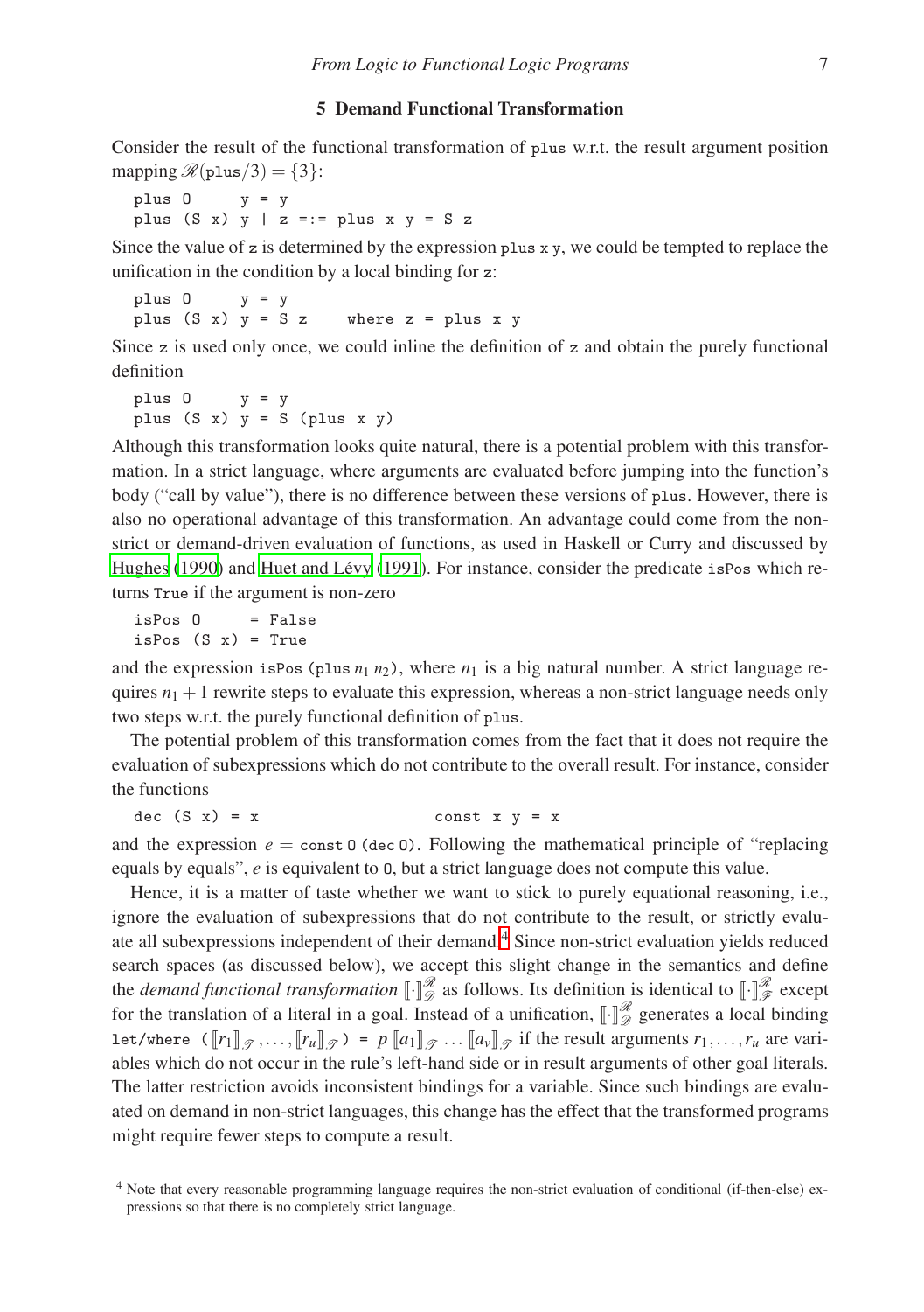## 5 Demand Functional Transformation

Consider the result of the functional transformation of `plus` w.r.t. the result argument position mapping $\mathscr{R}(\texttt{plus}/3) = \{3\}$:

```
plus O     y = y
plus (S x) y | z =:= plus x y = S z
```

Since the value of `z` is determined by the expression `plus x y`, we could be tempted to replace the unification in the condition by a local binding for `z`:

```
plus O     y = y
plus (S x) y = S z    where z = plus x y
```

Since `z` is used only once, we could inline the definition of `z` and obtain the purely functional definition

```
plus O     y = y
plus (S x) y = S (plus x y)
```

Although this transformation looks quite natural, there is a potential problem with this transformation. In a strict language, where arguments are evaluated before jumping into the function's body ("call by value"), there is no difference between these versions of `plus`. However, there is also no operational advantage of this transformation. An advantage could come from the non-strict or demand-driven evaluation of functions, as used in Haskell or Curry and discussed by Hughes (1990) and Huet and Lévy (1991). For instance, consider the predicate `isPos` which returns `True` if the argument is non-zero

```
isPos O     = False
isPos (S x) = True
```

and the expression `isPos (plus` $n_1$ $n_2$`)`, where $n_1$ is a big natural number. A strict language requires $n_1 + 1$ rewrite steps to evaluate this expression, whereas a non-strict language needs only two steps w.r.t. the purely functional definition of `plus`.

The potential problem of this transformation comes from the fact that it does not require the evaluation of subexpressions which do not contribute to the overall result. For instance, consider the functions

```
dec (S x) = x                    const x y = x
```

and the expression $e =$ `const O (dec O)`. Following the mathematical principle of "replacing equals by equals", $e$ is equivalent to `O`, but a strict language does not compute this value.

Hence, it is a matter of taste whether we want to stick to purely equational reasoning, i.e., ignore the evaluation of subexpressions that do not contribute to the result, or strictly evaluate all subexpressions independent of their demand.[4] Since non-strict evaluation yields reduced search spaces (as discussed below), we accept this slight change in the semantics and define the *demand functional transformation* $[\![\cdot]\!]_{\mathscr{D}}^{\mathscr{R}}$ as follows. Its definition is identical to $[\![\cdot]\!]_{\mathscr{F}}^{\mathscr{R}}$ except for the translation of a literal in a goal. Instead of a unification, $[\![\cdot]\!]_{\mathscr{D}}^{\mathscr{R}}$ generates a local binding `let/where` $([\![r_1]\!]_{\mathscr{T}}, \ldots, [\![r_u]\!]_{\mathscr{T}})$ `=` $p\ [\![a_1]\!]_{\mathscr{T}} \ldots [\![a_v]\!]_{\mathscr{T}}$ if the result arguments $r_1, \ldots, r_u$ are variables which do not occur in the rule's left-hand side or in result arguments of other goal literals. The latter restriction avoids inconsistent bindings for a variable. Since such bindings are evaluated on demand in non-strict languages, this change has the effect that the transformed programs might require fewer steps to compute a result.

[4] Note that every reasonable programming language requires the non-strict evaluation of conditional (if-then-else) expressions so that there is no completely strict language.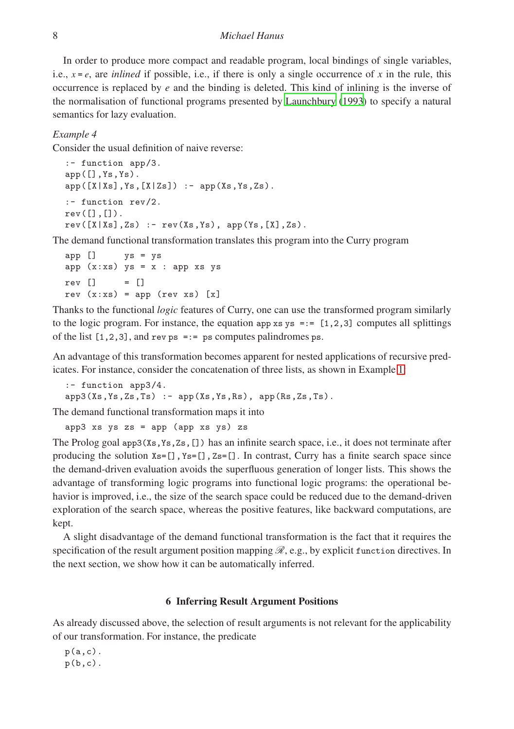In order to produce more compact and readable program, local bindings of single variables, i.e., $x = e$, are *inlined* if possible, i.e., if there is only a single occurrence of $x$ in the rule, this occurrence is replaced by $e$ and the binding is deleted. This kind of inlining is the inverse of the normalisation of functional programs presented by Launchbury (1993) to specify a natural semantics for lazy evaluation.

*Example 4*

Consider the usual definition of naive reverse:

```
:- function app/3.
app([],Ys,Ys).
app([X|Xs],Ys,[X|Zs]) :- app(Xs,Ys,Zs).

:- function rev/2.
rev([],[]).
rev([X|Xs],Zs) :- rev(Xs,Ys), app(Ys,[X],Zs).
```

The demand functional transformation translates this program into the Curry program

```
app []     ys = ys
app (x:xs) ys = x : app xs ys

rev []     = []
rev (x:xs) = app (rev xs) [x]
```

Thanks to the functional *logic* features of Curry, one can use the transformed program similarly to the logic program. For instance, the equation `app xs ys =:= [1,2,3]` computes all splittings of the list `[1,2,3]`, and `rev ps =:= ps` computes palindromes `ps`.

An advantage of this transformation becomes apparent for nested applications of recursive predicates. For instance, consider the concatenation of three lists, as shown in Example 1:

```
:- function app3/4.
app3(Xs,Ys,Zs,Ts) :- app(Xs,Ys,Rs), app(Rs,Zs,Ts).
```

The demand functional transformation maps it into

```
app3 xs ys zs = app (app xs ys) zs
```

The Prolog goal `app3(Xs,Ys,Zs,[])` has an infinite search space, i.e., it does not terminate after producing the solution `Xs=[],Ys=[],Zs=[]`. In contrast, Curry has a finite search space since the demand-driven evaluation avoids the superfluous generation of longer lists. This shows the advantage of transforming logic programs into functional logic programs: the operational behavior is improved, i.e., the size of the search space could be reduced due to the demand-driven exploration of the search space, whereas the positive features, like backward computations, are kept.

A slight disadvantage of the demand functional transformation is the fact that it requires the specification of the result argument position mapping $\mathscr{R}$, e.g., by explicit `function` directives. In the next section, we show how it can be automatically inferred.

## 6 Inferring Result Argument Positions

As already discussed above, the selection of result arguments is not relevant for the applicability of our transformation. For instance, the predicate

```
p(a,c).
p(b,c).
```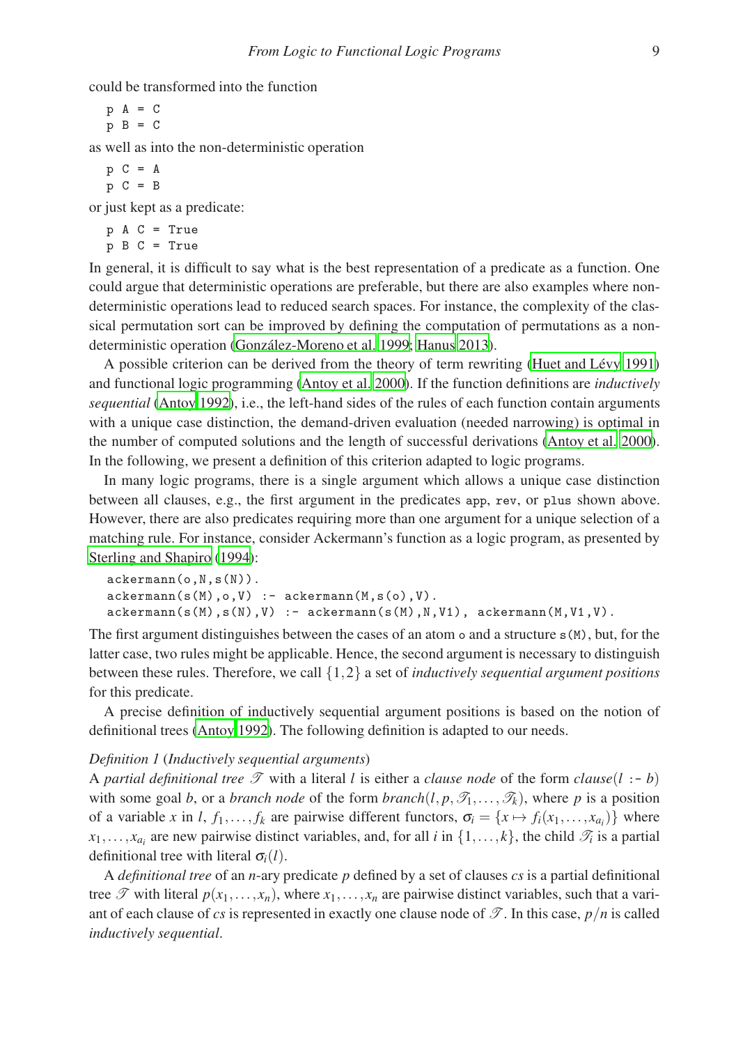could be transformed into the function

```
p A = C
p B = C
```

as well as into the non-deterministic operation

```
p C = A
p C = B
```

or just kept as a predicate:

```
p A C = True
p B C = True
```

In general, it is difficult to say what is the best representation of a predicate as a function. One could argue that deterministic operations are preferable, but there are also examples where non-deterministic operations lead to reduced search spaces. For instance, the complexity of the classical permutation sort can be improved by defining the computation of permutations as a non-deterministic operation (González-Moreno et al. 1999; Hanus 2013).

A possible criterion can be derived from the theory of term rewriting (Huet and Lévy 1991) and functional logic programming (Antoy et al. 2000). If the function definitions are *inductively sequential* (Antoy 1992), i.e., the left-hand sides of the rules of each function contain arguments with a unique case distinction, the demand-driven evaluation (needed narrowing) is optimal in the number of computed solutions and the length of successful derivations (Antoy et al. 2000). In the following, we present a definition of this criterion adapted to logic programs.

In many logic programs, there is a single argument which allows a unique case distinction between all clauses, e.g., the first argument in the predicates `app`, `rev`, or `plus` shown above. However, there are also predicates requiring more than one argument for a unique selection of a matching rule. For instance, consider Ackermann's function as a logic program, as presented by Sterling and Shapiro (1994):

```
ackermann(o,N,s(N)).
ackermann(s(M),o,V) :- ackermann(M,s(o),V).
ackermann(s(M),s(N),V) :- ackermann(s(M),N,V1), ackermann(M,V1,V).
```

The first argument distinguishes between the cases of an atom `o` and a structure `s(M)`, but, for the latter case, two rules might be applicable. Hence, the second argument is necessary to distinguish between these rules. Therefore, we call $\{1,2\}$ a set of *inductively sequential argument positions* for this predicate.

A precise definition of inductively sequential argument positions is based on the notion of definitional trees (Antoy 1992). The following definition is adapted to our needs.

*Definition 1* (*Inductively sequential arguments*)
A *partial definitional tree* $\mathcal{T}$ with a literal $l$ is either a *clause node* of the form $clause(l$ `:-` $b)$ with some goal $b$, or a *branch node* of the form $branch(l, p, \mathcal{T}_1, \ldots, \mathcal{T}_k)$, where $p$ is a position of a variable $x$ in $l$, $f_1, \ldots, f_k$ are pairwise different functors, $\sigma_i = \{x \mapsto f_i(x_1, \ldots, x_{a_i})\}$ where $x_1, \ldots, x_{a_i}$ are new pairwise distinct variables, and, for all $i$ in $\{1, \ldots, k\}$, the child $\mathcal{T}_i$ is a partial definitional tree with literal $\sigma_i(l)$.

A *definitional tree* of an $n$-ary predicate $p$ defined by a set of clauses $cs$ is a partial definitional tree $\mathcal{T}$ with literal $p(x_1, \ldots, x_n)$, where $x_1, \ldots, x_n$ are pairwise distinct variables, such that a variant of each clause of $cs$ is represented in exactly one clause node of $\mathcal{T}$. In this case, $p/n$ is called *inductively sequential*.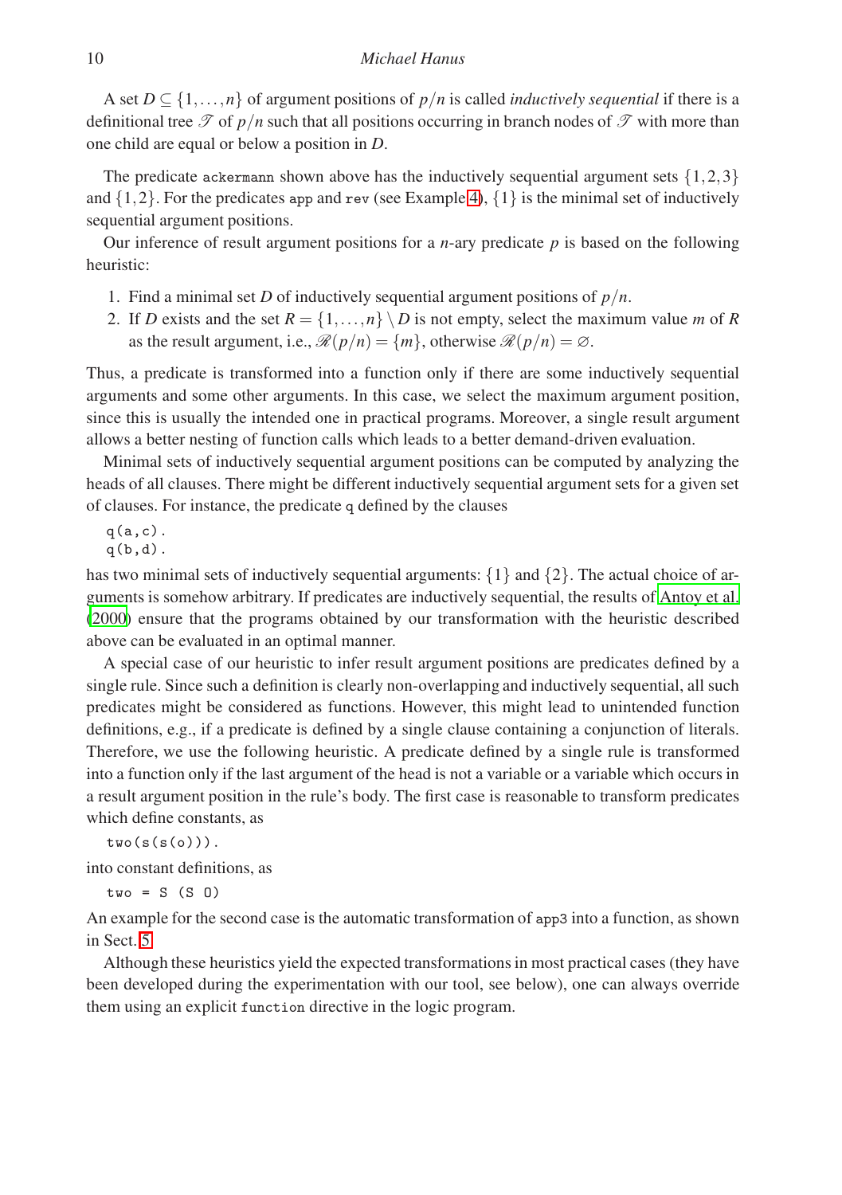A set $D \subseteq \{1,\ldots,n\}$ of argument positions of $p/n$ is called *inductively sequential* if there is a definitional tree $\mathscr{T}$ of $p/n$ such that all positions occurring in branch nodes of $\mathscr{T}$ with more than one child are equal or below a position in $D$.

The predicate `ackermann` shown above has the inductively sequential argument sets $\{1,2,3\}$ and $\{1,2\}$. For the predicates `app` and `rev` (see Example 4), $\{1\}$ is the minimal set of inductively sequential argument positions.

Our inference of result argument positions for a $n$-ary predicate $p$ is based on the following heuristic:

1. Find a minimal set $D$ of inductively sequential argument positions of $p/n$.
2. If $D$ exists and the set $R = \{1,\ldots,n\} \setminus D$ is not empty, select the maximum value $m$ of $R$ as the result argument, i.e., $\mathscr{R}(p/n) = \{m\}$, otherwise $\mathscr{R}(p/n) = \varnothing$.

Thus, a predicate is transformed into a function only if there are some inductively sequential arguments and some other arguments. In this case, we select the maximum argument position, since this is usually the intended one in practical programs. Moreover, a single result argument allows a better nesting of function calls which leads to a better demand-driven evaluation.

Minimal sets of inductively sequential argument positions can be computed by analyzing the heads of all clauses. There might be different inductively sequential argument sets for a given set of clauses. For instance, the predicate `q` defined by the clauses

```
q(a,c).
q(b,d).
```

has two minimal sets of inductively sequential arguments: $\{1\}$ and $\{2\}$. The actual choice of arguments is somehow arbitrary. If predicates are inductively sequential, the results of Antoy et al. (2000) ensure that the programs obtained by our transformation with the heuristic described above can be evaluated in an optimal manner.

A special case of our heuristic to infer result argument positions are predicates defined by a single rule. Since such a definition is clearly non-overlapping and inductively sequential, all such predicates might be considered as functions. However, this might lead to unintended function definitions, e.g., if a predicate is defined by a single clause containing a conjunction of literals. Therefore, we use the following heuristic. A predicate defined by a single rule is transformed into a function only if the last argument of the head is not a variable or a variable which occurs in a result argument position in the rule's body. The first case is reasonable to transform predicates which define constants, as

```
two(s(s(o))).
```

into constant definitions, as

```
two = S (S O)
```

An example for the second case is the automatic transformation of `app3` into a function, as shown in Sect. 5.

Although these heuristics yield the expected transformations in most practical cases (they have been developed during the experimentation with our tool, see below), one can always override them using an explicit `function` directive in the logic program.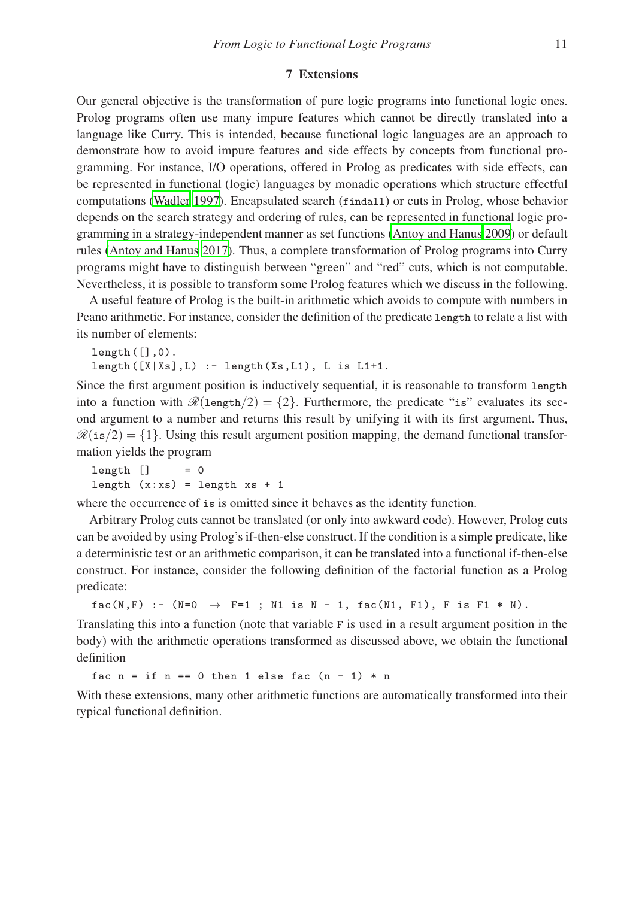## 7 Extensions

Our general objective is the transformation of pure logic programs into functional logic ones. Prolog programs often use many impure features which cannot be directly translated into a language like Curry. This is intended, because functional logic languages are an approach to demonstrate how to avoid impure features and side effects by concepts from functional programming. For instance, I/O operations, offered in Prolog as predicates with side effects, can be represented in functional (logic) languages by monadic operations which structure effectful computations (Wadler 1997). Encapsulated search (`findall`) or cuts in Prolog, whose behavior depends on the search strategy and ordering of rules, can be represented in functional logic programming in a strategy-independent manner as set functions (Antoy and Hanus 2009) or default rules (Antoy and Hanus 2017). Thus, a complete transformation of Prolog programs into Curry programs might have to distinguish between "green" and "red" cuts, which is not computable. Nevertheless, it is possible to transform some Prolog features which we discuss in the following.

A useful feature of Prolog is the built-in arithmetic which avoids to compute with numbers in Peano arithmetic. For instance, consider the definition of the predicate `length` to relate a list with its number of elements:

```
length([],0).
length([X|Xs],L) :- length(Xs,L1), L is L1+1.
```

Since the first argument position is inductively sequential, it is reasonable to transform `length` into a function with $\mathscr{R}(\texttt{length}/2) = \{2\}$. Furthermore, the predicate "`is`" evaluates its second argument to a number and returns this result by unifying it with its first argument. Thus, $\mathscr{R}(\texttt{is}/2) = \{1\}$. Using this result argument position mapping, the demand functional transformation yields the program

```
length []     = 0
length (x:xs) = length xs + 1
```

where the occurrence of `is` is omitted since it behaves as the identity function.

Arbitrary Prolog cuts cannot be translated (or only into awkward code). However, Prolog cuts can be avoided by using Prolog's if-then-else construct. If the condition is a simple predicate, like a deterministic test or an arithmetic comparison, it can be translated into a functional if-then-else construct. For instance, consider the following definition of the factorial function as a Prolog predicate:

```
fac(N,F) :- (N=0  →  F=1 ; N1 is N - 1, fac(N1, F1), F is F1 * N).
```

Translating this into a function (note that variable `F` is used in a result argument position in the body) with the arithmetic operations transformed as discussed above, we obtain the functional definition

```
fac n = if n == 0 then 1 else fac (n - 1) * n
```

With these extensions, many other arithmetic functions are automatically transformed into their typical functional definition.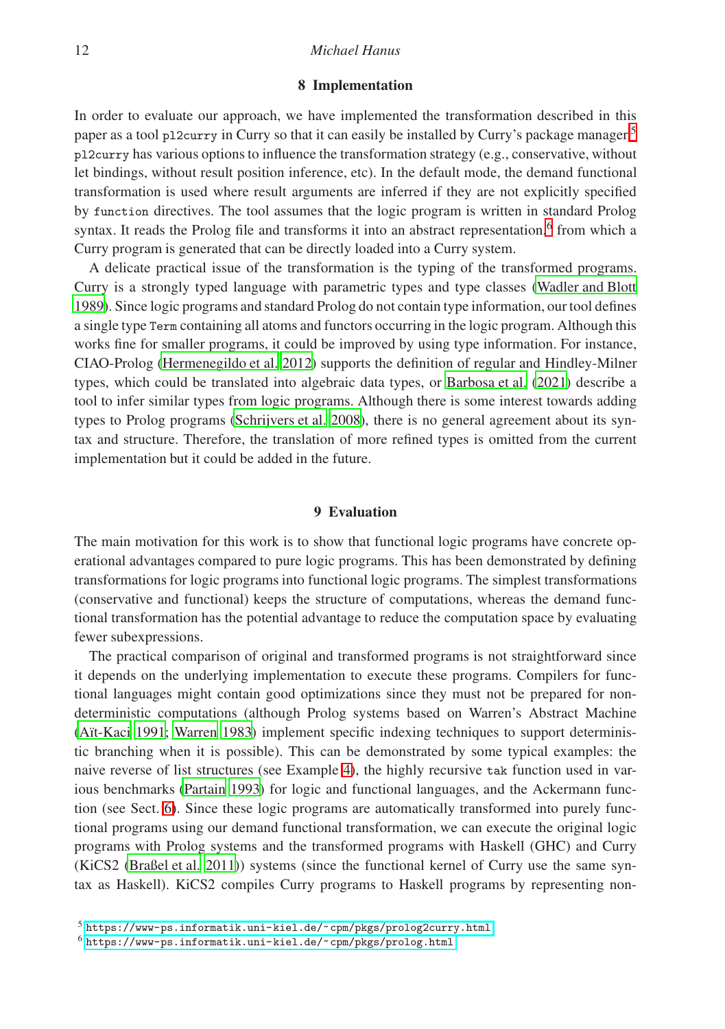## 8 Implementation

In order to evaluate our approach, we have implemented the transformation described in this paper as a tool `pl2curry` in Curry so that it can easily be installed by Curry's package manager.[5] `pl2curry` has various options to influence the transformation strategy (e.g., conservative, without let bindings, without result position inference, etc). In the default mode, the demand functional transformation is used where result arguments are inferred if they are not explicitly specified by `function` directives. The tool assumes that the logic program is written in standard Prolog syntax. It reads the Prolog file and transforms it into an abstract representation[6] from which a Curry program is generated that can be directly loaded into a Curry system.

A delicate practical issue of the transformation is the typing of the transformed programs. Curry is a strongly typed language with parametric types and type classes (Wadler and Blott 1989). Since logic programs and standard Prolog do not contain type information, our tool defines a single type `Term` containing all atoms and functors occurring in the logic program. Although this works fine for smaller programs, it could be improved by using type information. For instance, CIAO-Prolog (Hermenegildo et al. 2012) supports the definition of regular and Hindley-Milner types, which could be translated into algebraic data types, or Barbosa et al. (2021) describe a tool to infer similar types from logic programs. Although there is some interest towards adding types to Prolog programs (Schrijvers et al. 2008), there is no general agreement about its syntax and structure. Therefore, the translation of more refined types is omitted from the current implementation but it could be added in the future.

## 9 Evaluation

The main motivation for this work is to show that functional logic programs have concrete operational advantages compared to pure logic programs. This has been demonstrated by defining transformations for logic programs into functional logic programs. The simplest transformations (conservative and functional) keeps the structure of computations, whereas the demand functional transformation has the potential advantage to reduce the computation space by evaluating fewer subexpressions.

The practical comparison of original and transformed programs is not straightforward since it depends on the underlying implementation to execute these programs. Compilers for functional languages might contain good optimizations since they must not be prepared for non-deterministic computations (although Prolog systems based on Warren's Abstract Machine (Aït-Kaci 1991; Warren 1983) implement specific indexing techniques to support deterministic branching when it is possible). This can be demonstrated by some typical examples: the naive reverse of list structures (see Example 4), the highly recursive `tak` function used in various benchmarks (Partain 1993) for logic and functional languages, and the Ackermann function (see Sect. 6). Since these logic programs are automatically transformed into purely functional programs using our demand functional transformation, we can execute the original logic programs with Prolog systems and the transformed programs with Haskell (GHC) and Curry (KiCS2 (Braßel et al. 2011)) systems (since the functional kernel of Curry use the same syntax as Haskell). KiCS2 compiles Curry programs to Haskell programs by representing non-

[5] https://www-ps.informatik.uni-kiel.de/~cpm/pkgs/prolog2curry.html

[6] https://www-ps.informatik.uni-kiel.de/~cpm/pkgs/prolog.html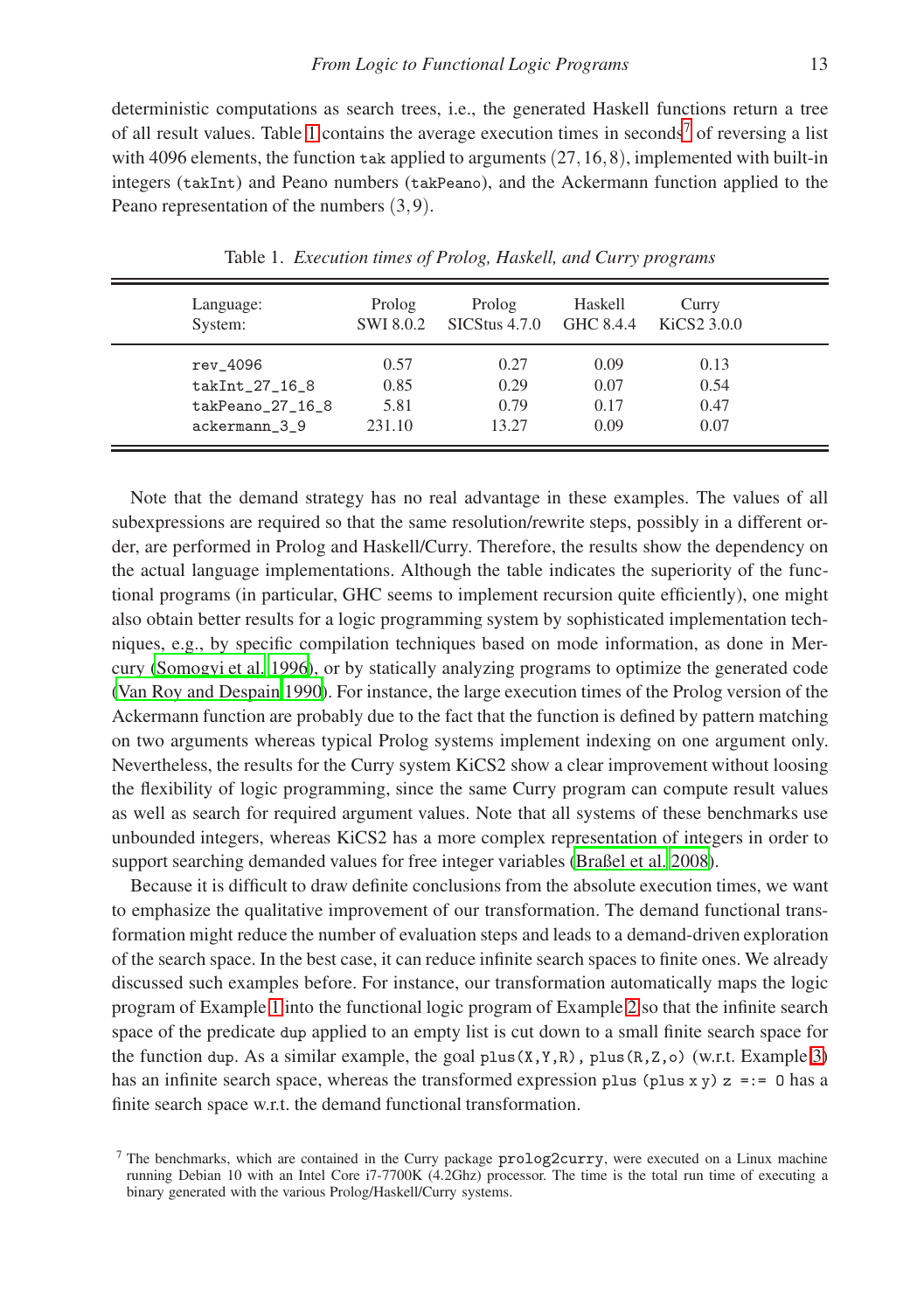deterministic computations as search trees, i.e., the generated Haskell functions return a tree of all result values. Table 1 contains the average execution times in seconds[7] of reversing a list with 4096 elements, the function `tak` applied to arguments $(27,16,8)$, implemented with built-in integers (`takInt`) and Peano numbers (`takPeano`), and the Ackermann function applied to the Peano representation of the numbers $(3,9)$.

Table 1. *Execution times of Prolog, Haskell, and Curry programs*

| Language:<br>System: | Prolog<br>SWI 8.0.2 | Prolog<br>SICStus 4.7.0 | Haskell<br>GHC 8.4.4 | Curry<br>KiCS2 3.0.0 |
|---|---|---|---|---|
| `rev_4096` | 0.57 | 0.27 | 0.09 | 0.13 |
| `takInt_27_16_8` | 0.85 | 0.29 | 0.07 | 0.54 |
| `takPeano_27_16_8` | 5.81 | 0.79 | 0.17 | 0.47 |
| `ackermann_3_9` | 231.10 | 13.27 | 0.09 | 0.07 |

Note that the demand strategy has no real advantage in these examples. The values of all subexpressions are required so that the same resolution/rewrite steps, possibly in a different order, are performed in Prolog and Haskell/Curry. Therefore, the results show the dependency on the actual language implementations. Although the table indicates the superiority of the functional programs (in particular, GHC seems to implement recursion quite efficiently), one might also obtain better results for a logic programming system by sophisticated implementation techniques, e.g., by specific compilation techniques based on mode information, as done in Mercury (Somogyi et al. 1996), or by statically analyzing programs to optimize the generated code (Van Roy and Despain 1990). For instance, the large execution times of the Prolog version of the Ackermann function are probably due to the fact that the function is defined by pattern matching on two arguments whereas typical Prolog systems implement indexing on one argument only. Nevertheless, the results for the Curry system KiCS2 show a clear improvement without loosing the flexibility of logic programming, since the same Curry program can compute result values as well as search for required argument values. Note that all systems of these benchmarks use unbounded integers, whereas KiCS2 has a more complex representation of integers in order to support searching demanded values for free integer variables (Braßel et al. 2008).

Because it is difficult to draw definite conclusions from the absolute execution times, we want to emphasize the qualitative improvement of our transformation. The demand functional transformation might reduce the number of evaluation steps and leads to a demand-driven exploration of the search space. In the best case, it can reduce infinite search spaces to finite ones. We already discussed such examples before. For instance, our transformation automatically maps the logic program of Example 1 into the functional logic program of Example 2 so that the infinite search space of the predicate `dup` applied to an empty list is cut down to a small finite search space for the function `dup`. As a similar example, the goal `plus(X,Y,R), plus(R,Z,o)` (w.r.t. Example 3) has an infinite search space, whereas the transformed expression `plus (plus x y) z =:= O` has a finite search space w.r.t. the demand functional transformation.

[7] The benchmarks, which are contained in the Curry package `prolog2curry`, were executed on a Linux machine running Debian 10 with an Intel Core i7-7700K (4.2Ghz) processor. The time is the total run time of executing a binary generated with the various Prolog/Haskell/Curry systems.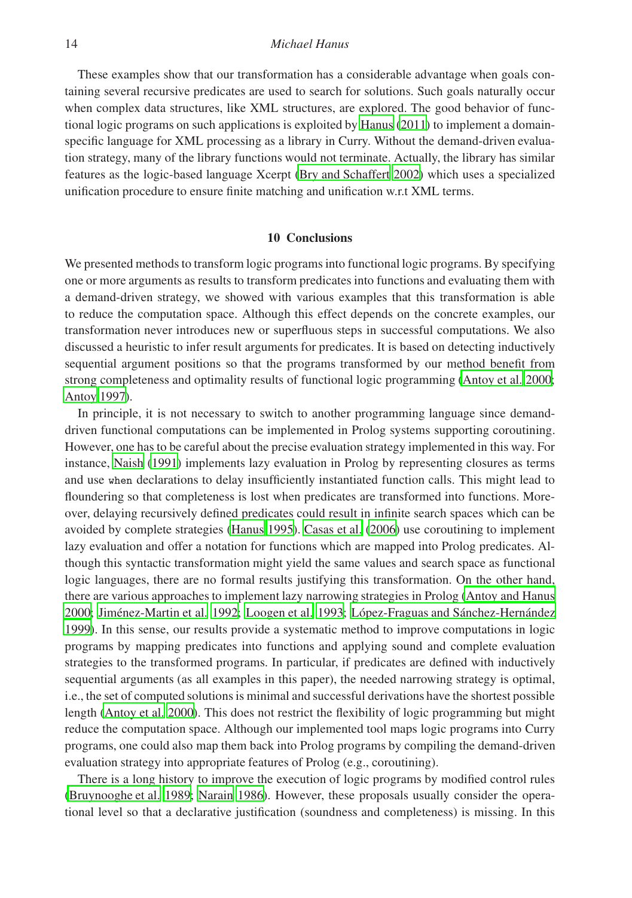These examples show that our transformation has a considerable advantage when goals containing several recursive predicates are used to search for solutions. Such goals naturally occur when complex data structures, like XML structures, are explored. The good behavior of functional logic programs on such applications is exploited by Hanus (2011) to implement a domain-specific language for XML processing as a library in Curry. Without the demand-driven evaluation strategy, many of the library functions would not terminate. Actually, the library has similar features as the logic-based language Xcerpt (Bry and Schaffert 2002) which uses a specialized unification procedure to ensure finite matching and unification w.r.t XML terms.

## 10 Conclusions

We presented methods to transform logic programs into functional logic programs. By specifying one or more arguments as results to transform predicates into functions and evaluating them with a demand-driven strategy, we showed with various examples that this transformation is able to reduce the computation space. Although this effect depends on the concrete examples, our transformation never introduces new or superfluous steps in successful computations. We also discussed a heuristic to infer result arguments for predicates. It is based on detecting inductively sequential argument positions so that the programs transformed by our method benefit from strong completeness and optimality results of functional logic programming (Antoy et al. 2000; Antoy 1997).

In principle, it is not necessary to switch to another programming language since demand-driven functional computations can be implemented in Prolog systems supporting coroutining. However, one has to be careful about the precise evaluation strategy implemented in this way. For instance, Naish (1991) implements lazy evaluation in Prolog by representing closures as terms and use `when` declarations to delay insufficiently instantiated function calls. This might lead to floundering so that completeness is lost when predicates are transformed into functions. Moreover, delaying recursively defined predicates could result in infinite search spaces which can be avoided by complete strategies (Hanus 1995). Casas et al. (2006) use coroutining to implement lazy evaluation and offer a notation for functions which are mapped into Prolog predicates. Although this syntactic transformation might yield the same values and search space as functional logic languages, there are no formal results justifying this transformation. On the other hand, there are various approaches to implement lazy narrowing strategies in Prolog (Antoy and Hanus 2000; Jiménez-Martin et al. 1992; Loogen et al. 1993; López-Fraguas and Sánchez-Hernández 1999). In this sense, our results provide a systematic method to improve computations in logic programs by mapping predicates into functions and applying sound and complete evaluation strategies to the transformed programs. In particular, if predicates are defined with inductively sequential arguments (as all examples in this paper), the needed narrowing strategy is optimal, i.e., the set of computed solutions is minimal and successful derivations have the shortest possible length (Antoy et al. 2000). This does not restrict the flexibility of logic programming but might reduce the computation space. Although our implemented tool maps logic programs into Curry programs, one could also map them back into Prolog programs by compiling the demand-driven evaluation strategy into appropriate features of Prolog (e.g., coroutining).

There is a long history to improve the execution of logic programs by modified control rules (Bruynooghe et al. 1989; Narain 1986). However, these proposals usually consider the operational level so that a declarative justification (soundness and completeness) is missing. In this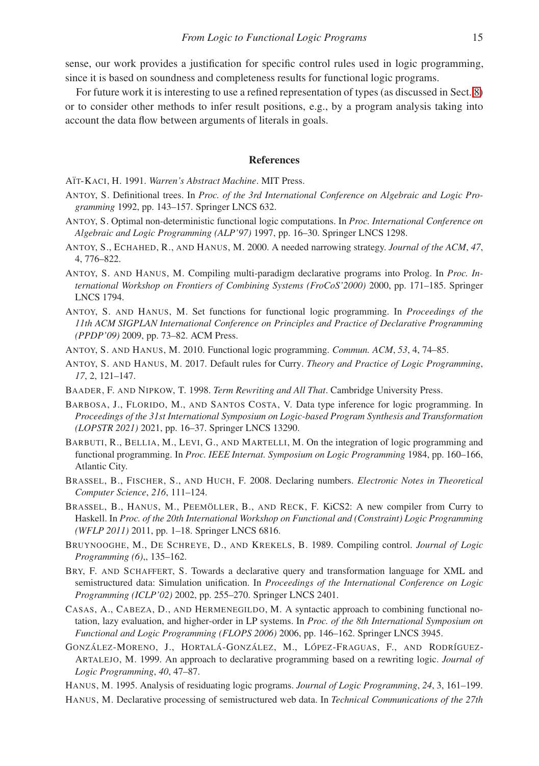sense, our work provides a justification for specific control rules used in logic programming, since it is based on soundness and completeness results for functional logic programs.

For future work it is interesting to use a refined representation of types (as discussed in Sect. 8) or to consider other methods to infer result positions, e.g., by a program analysis taking into account the data flow between arguments of literals in goals.

## References

AÏT-KACI, H. 1991. *Warren's Abstract Machine*. MIT Press.

ANTOY, S. Definitional trees. In *Proc. of the 3rd International Conference on Algebraic and Logic Programming* 1992, pp. 143–157. Springer LNCS 632.

ANTOY, S. Optimal non-deterministic functional logic computations. In *Proc. International Conference on Algebraic and Logic Programming (ALP'97)* 1997, pp. 16–30. Springer LNCS 1298.

ANTOY, S., ECHAHED, R., AND HANUS, M. 2000. A needed narrowing strategy. *Journal of the ACM*, *47*, 4, 776–822.

ANTOY, S. AND HANUS, M. Compiling multi-paradigm declarative programs into Prolog. In *Proc. International Workshop on Frontiers of Combining Systems (FroCoS'2000)* 2000, pp. 171–185. Springer LNCS 1794.

ANTOY, S. AND HANUS, M. Set functions for functional logic programming. In *Proceedings of the 11th ACM SIGPLAN International Conference on Principles and Practice of Declarative Programming (PPDP'09)* 2009, pp. 73–82. ACM Press.

ANTOY, S. AND HANUS, M. 2010. Functional logic programming. *Commun. ACM*, *53*, 4, 74–85.

ANTOY, S. AND HANUS, M. 2017. Default rules for Curry. *Theory and Practice of Logic Programming*, *17*, 2, 121–147.

BAADER, F. AND NIPKOW, T. 1998. *Term Rewriting and All That*. Cambridge University Press.

BARBOSA, J., FLORIDO, M., AND SANTOS COSTA, V. Data type inference for logic programming. In *Proceedings of the 31st International Symposium on Logic-based Program Synthesis and Transformation (LOPSTR 2021)* 2021, pp. 16–37. Springer LNCS 13290.

BARBUTI, R., BELLIA, M., LEVI, G., AND MARTELLI, M. On the integration of logic programming and functional programming. In *Proc. IEEE Internat. Symposium on Logic Programming* 1984, pp. 160–166, Atlantic City.

BRASSEL, B., FISCHER, S., AND HUCH, F. 2008. Declaring numbers. *Electronic Notes in Theoretical Computer Science*, *216*, 111–124.

BRASSEL, B., HANUS, M., PEEMÖLLER, B., AND RECK, F. KiCS2: A new compiler from Curry to Haskell. In *Proc. of the 20th International Workshop on Functional and (Constraint) Logic Programming (WFLP 2011)* 2011, pp. 1–18. Springer LNCS 6816.

BRUYNOOGHE, M., DE SCHREYE, D., AND KREKELS, B. 1989. Compiling control. *Journal of Logic Programming (6)*,, 135–162.

BRY, F. AND SCHAFFERT, S. Towards a declarative query and transformation language for XML and semistructured data: Simulation unification. In *Proceedings of the International Conference on Logic Programming (ICLP'02)* 2002, pp. 255–270. Springer LNCS 2401.

CASAS, A., CABEZA, D., AND HERMENEGILDO, M. A syntactic approach to combining functional notation, lazy evaluation, and higher-order in LP systems. In *Proc. of the 8th International Symposium on Functional and Logic Programming (FLOPS 2006)* 2006, pp. 146–162. Springer LNCS 3945.

GONZÁLEZ-MORENO, J., HORTALÁ-GONZÁLEZ, M., LÓPEZ-FRAGUAS, F., AND RODRÍGUEZ-ARTALEJO, M. 1999. An approach to declarative programming based on a rewriting logic. *Journal of Logic Programming*, *40*, 47–87.

HANUS, M. 1995. Analysis of residuating logic programs. *Journal of Logic Programming*, *24*, 3, 161–199.

HANUS, M. Declarative processing of semistructured web data. In *Technical Communications of the 27th*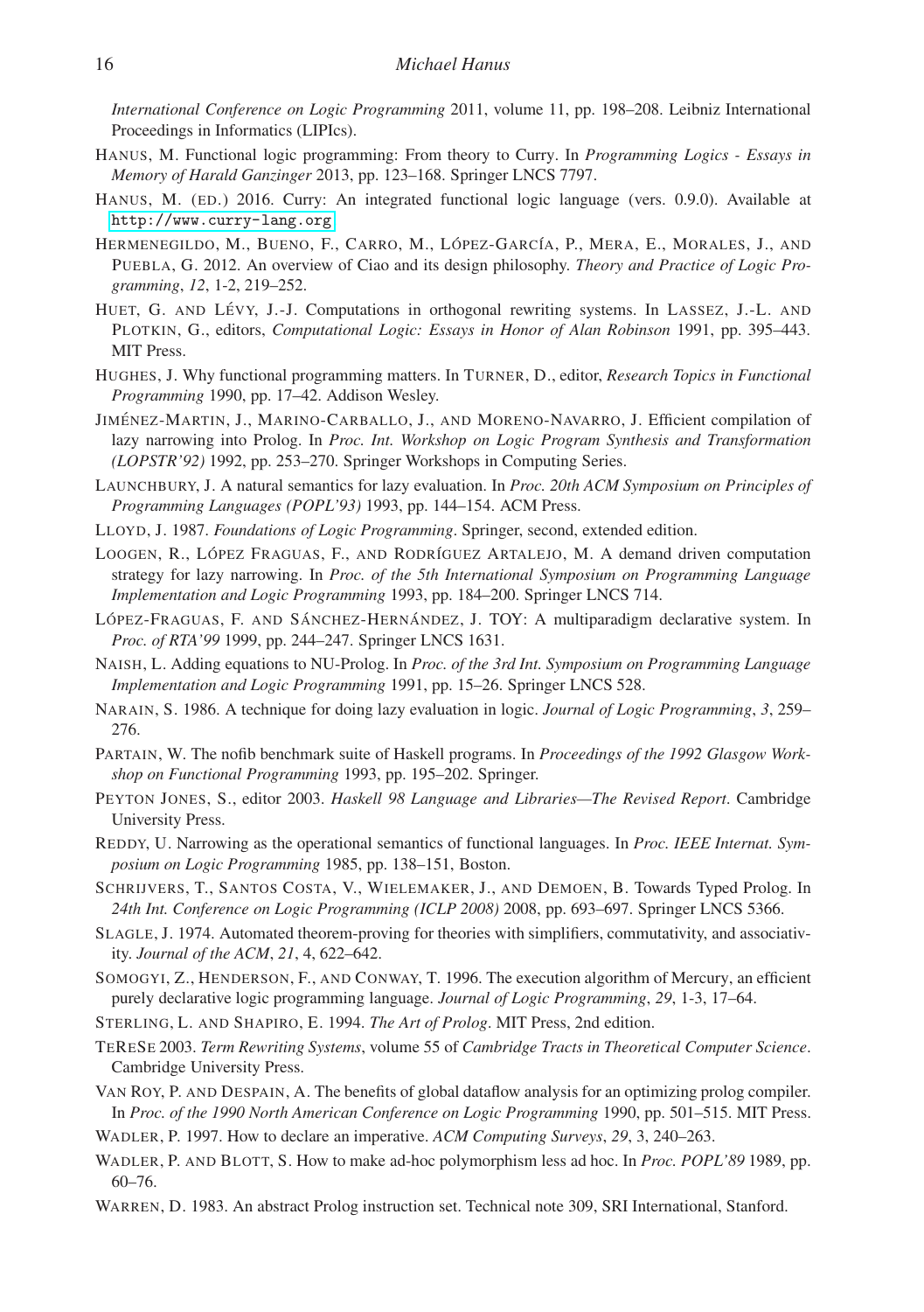*International Conference on Logic Programming* 2011, volume 11, pp. 198–208. Leibniz International Proceedings in Informatics (LIPIcs).

HANUS, M. Functional logic programming: From theory to Curry. In *Programming Logics - Essays in Memory of Harald Ganzinger* 2013, pp. 123–168. Springer LNCS 7797.

HANUS, M. (ED.) 2016. Curry: An integrated functional logic language (vers. 0.9.0). Available at http://www.curry-lang.org.

HERMENEGILDO, M., BUENO, F., CARRO, M., LÓPEZ-GARCÍA, P., MERA, E., MORALES, J., AND PUEBLA, G. 2012. An overview of Ciao and its design philosophy. *Theory and Practice of Logic Programming*, *12*, 1-2, 219–252.

HUET, G. AND LÉVY, J.-J. Computations in orthogonal rewriting systems. In LASSEZ, J.-L. AND PLOTKIN, G., editors, *Computational Logic: Essays in Honor of Alan Robinson* 1991, pp. 395–443. MIT Press.

HUGHES, J. Why functional programming matters. In TURNER, D., editor, *Research Topics in Functional Programming* 1990, pp. 17–42. Addison Wesley.

JIMÉNEZ-MARTIN, J., MARINO-CARBALLO, J., AND MORENO-NAVARRO, J. Efficient compilation of lazy narrowing into Prolog. In *Proc. Int. Workshop on Logic Program Synthesis and Transformation (LOPSTR'92)* 1992, pp. 253–270. Springer Workshops in Computing Series.

LAUNCHBURY, J. A natural semantics for lazy evaluation. In *Proc. 20th ACM Symposium on Principles of Programming Languages (POPL'93)* 1993, pp. 144–154. ACM Press.

LLOYD, J. 1987. *Foundations of Logic Programming*. Springer, second, extended edition.

LOOGEN, R., LÓPEZ FRAGUAS, F., AND RODRÍGUEZ ARTALEJO, M. A demand driven computation strategy for lazy narrowing. In *Proc. of the 5th International Symposium on Programming Language Implementation and Logic Programming* 1993, pp. 184–200. Springer LNCS 714.

LÓPEZ-FRAGUAS, F. AND SÁNCHEZ-HERNÁNDEZ, J. TOY: A multiparadigm declarative system. In *Proc. of RTA'99* 1999, pp. 244–247. Springer LNCS 1631.

NAISH, L. Adding equations to NU-Prolog. In *Proc. of the 3rd Int. Symposium on Programming Language Implementation and Logic Programming* 1991, pp. 15–26. Springer LNCS 528.

NARAIN, S. 1986. A technique for doing lazy evaluation in logic. *Journal of Logic Programming*, *3*, 259–276.

PARTAIN, W. The nofib benchmark suite of Haskell programs. In *Proceedings of the 1992 Glasgow Workshop on Functional Programming* 1993, pp. 195–202. Springer.

PEYTON JONES, S., editor 2003. *Haskell 98 Language and Libraries—The Revised Report*. Cambridge University Press.

REDDY, U. Narrowing as the operational semantics of functional languages. In *Proc. IEEE Internat. Symposium on Logic Programming* 1985, pp. 138–151, Boston.

SCHRIJVERS, T., SANTOS COSTA, V., WIELEMAKER, J., AND DEMOEN, B. Towards Typed Prolog. In *24th Int. Conference on Logic Programming (ICLP 2008)* 2008, pp. 693–697. Springer LNCS 5366.

SLAGLE, J. 1974. Automated theorem-proving for theories with simplifiers, commutativity, and associativity. *Journal of the ACM*, *21*, 4, 622–642.

SOMOGYI, Z., HENDERSON, F., AND CONWAY, T. 1996. The execution algorithm of Mercury, an efficient purely declarative logic programming language. *Journal of Logic Programming*, *29*, 1-3, 17–64.

STERLING, L. AND SHAPIRO, E. 1994. *The Art of Prolog*. MIT Press, 2nd edition.

TERESE 2003. *Term Rewriting Systems*, volume 55 of *Cambridge Tracts in Theoretical Computer Science*. Cambridge University Press.

VAN ROY, P. AND DESPAIN, A. The benefits of global dataflow analysis for an optimizing prolog compiler. In *Proc. of the 1990 North American Conference on Logic Programming* 1990, pp. 501–515. MIT Press.

WADLER, P. 1997. How to declare an imperative. *ACM Computing Surveys*, *29*, 3, 240–263.

WADLER, P. AND BLOTT, S. How to make ad-hoc polymorphism less ad hoc. In *Proc. POPL'89* 1989, pp. 60–76.

WARREN, D. 1983. An abstract Prolog instruction set. Technical note 309, SRI International, Stanford.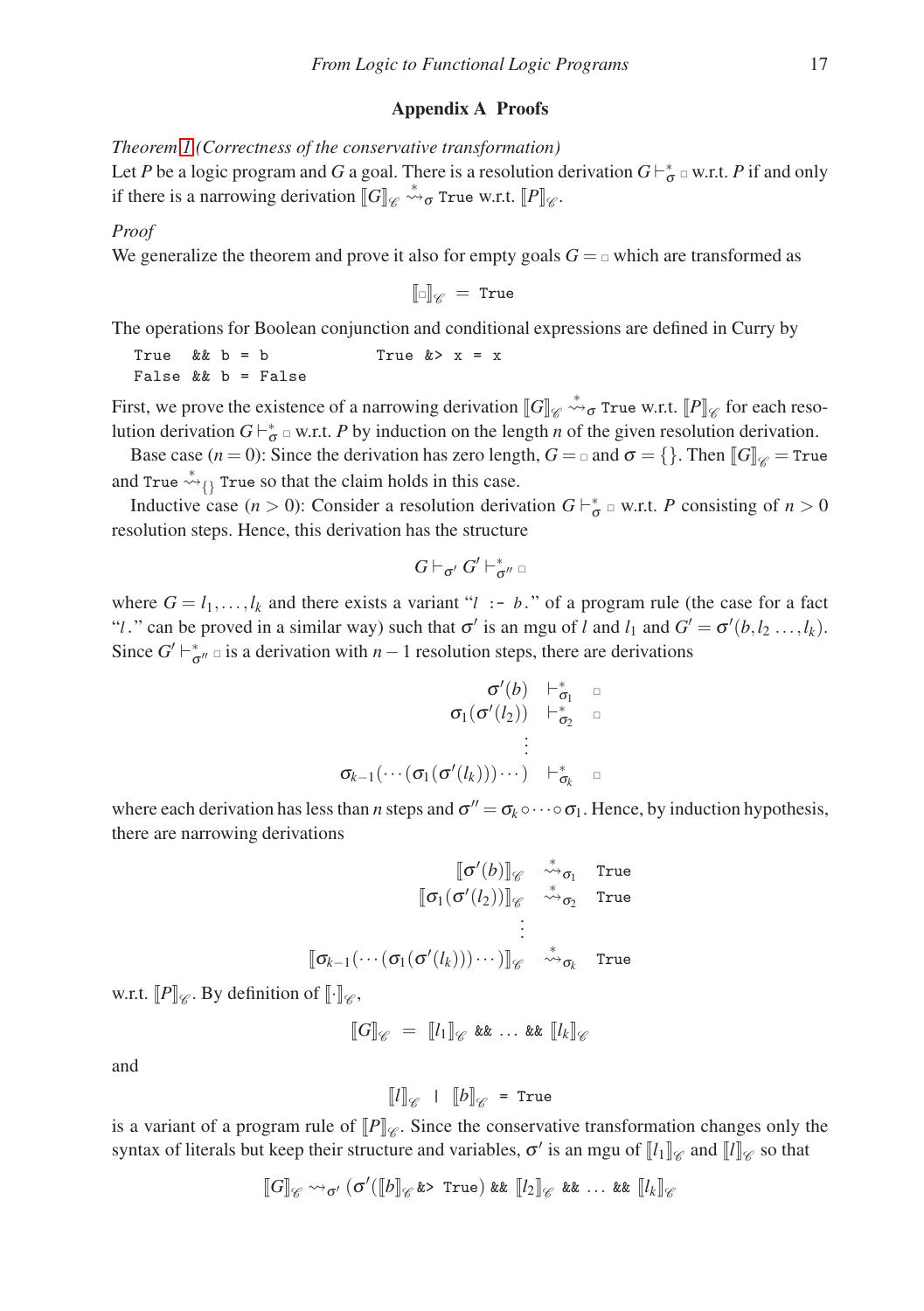## Appendix A  Proofs

*Theorem 1 (Correctness of the conservative transformation)*
Let $P$ be a logic program and $G$ a goal. There is a resolution derivation $G \vdash^*_\sigma \Box$ w.r.t. $P$ if and only if there is a narrowing derivation $[\![G]\!]_{\mathscr{C}} \overset{*}{\rightsquigarrow}_\sigma$ `True` w.r.t. $[\![P]\!]_{\mathscr{C}}$.

*Proof*
We generalize the theorem and prove it also for empty goals $G = \Box$ which are transformed as

$$[\![\Box]\!]_{\mathscr{C}} \ = \ \texttt{True}$$

The operations for Boolean conjunction and conditional expressions are defined in Curry by

```
True  && b = b             True &> x = x
False && b = False
```

First, we prove the existence of a narrowing derivation $[\![G]\!]_{\mathscr{C}} \overset{*}{\rightsquigarrow}_\sigma$ `True` w.r.t. $[\![P]\!]_{\mathscr{C}}$ for each resolution derivation $G \vdash^*_\sigma \Box$ w.r.t. $P$ by induction on the length $n$ of the given resolution derivation.

Base case ($n = 0$): Since the derivation has zero length, $G = \Box$ and $\sigma = \{\}$. Then $[\![G]\!]_{\mathscr{C}} = \texttt{True}$ and `True` $\overset{*}{\rightsquigarrow}_{\{\}}$ `True` so that the claim holds in this case.

Inductive case ($n > 0$): Consider a resolution derivation $G \vdash^*_\sigma \Box$ w.r.t. $P$ consisting of $n > 0$ resolution steps. Hence, this derivation has the structure

$$G \vdash_{\sigma'} G' \vdash^*_{\sigma''} \Box$$

where $G = l_1, \ldots, l_k$ and there exists a variant "$l$ `:-` $b$." of a program rule (the case for a fact "$l$." can be proved in a similar way) such that $\sigma'$ is an mgu of $l$ and $l_1$ and $G' = \sigma'(b, l_2 \ldots, l_k)$. Since $G' \vdash^*_{\sigma''} \Box$ is a derivation with $n-1$ resolution steps, there are derivations

$$\begin{array}{rcl} \sigma'(b) & \vdash^*_{\sigma_1} & \Box \\ \sigma_1(\sigma'(l_2)) & \vdash^*_{\sigma_2} & \Box \\ & \vdots & \\ \sigma_{k-1}(\cdots(\sigma_1(\sigma'(l_k)))\cdots) & \vdash^*_{\sigma_k} & \Box \end{array}$$

where each derivation has less than $n$ steps and $\sigma'' = \sigma_k \circ \cdots \circ \sigma_1$. Hence, by induction hypothesis, there are narrowing derivations

$$\begin{array}{rcl} [\![\sigma'(b)]\!]_{\mathscr{C}} & \overset{*}{\rightsquigarrow}_{\sigma_1} & \texttt{True} \\ [\![\sigma_1(\sigma'(l_2))]\!]_{\mathscr{C}} & \overset{*}{\rightsquigarrow}_{\sigma_2} & \texttt{True} \\ & \vdots & \\ [\![\sigma_{k-1}(\cdots(\sigma_1(\sigma'(l_k)))\cdots)]\!]_{\mathscr{C}} & \overset{*}{\rightsquigarrow}_{\sigma_k} & \texttt{True} \end{array}$$

w.r.t. $[\![P]\!]_{\mathscr{C}}$. By definition of $[\![\cdot]\!]_{\mathscr{C}}$,

$$[\![G]\!]_{\mathscr{C}} \ = \ [\![l_1]\!]_{\mathscr{C}} \ \texttt{\&\&} \ \ldots \ \texttt{\&\&} \ [\![l_k]\!]_{\mathscr{C}}$$

and

$$[\![l]\!]_{\mathscr{C}} \ \ | \ \ [\![b]\!]_{\mathscr{C}} \ \ \texttt{= True}$$

is a variant of a program rule of $[\![P]\!]_{\mathscr{C}}$. Since the conservative transformation changes only the syntax of literals but keep their structure and variables, $\sigma'$ is an mgu of $[\![l_1]\!]_{\mathscr{C}}$ and $[\![l]\!]_{\mathscr{C}}$ so that

$$[\![G]\!]_{\mathscr{C}} \rightsquigarrow_{\sigma'} (\sigma'([\![b]\!]_{\mathscr{C}} \ \texttt{\&> True}) \ \texttt{\&\&} \ [\![l_2]\!]_{\mathscr{C}} \ \texttt{\&\&} \ \ldots \ \texttt{\&\&} \ [\![l_k]\!]_{\mathscr{C}}$$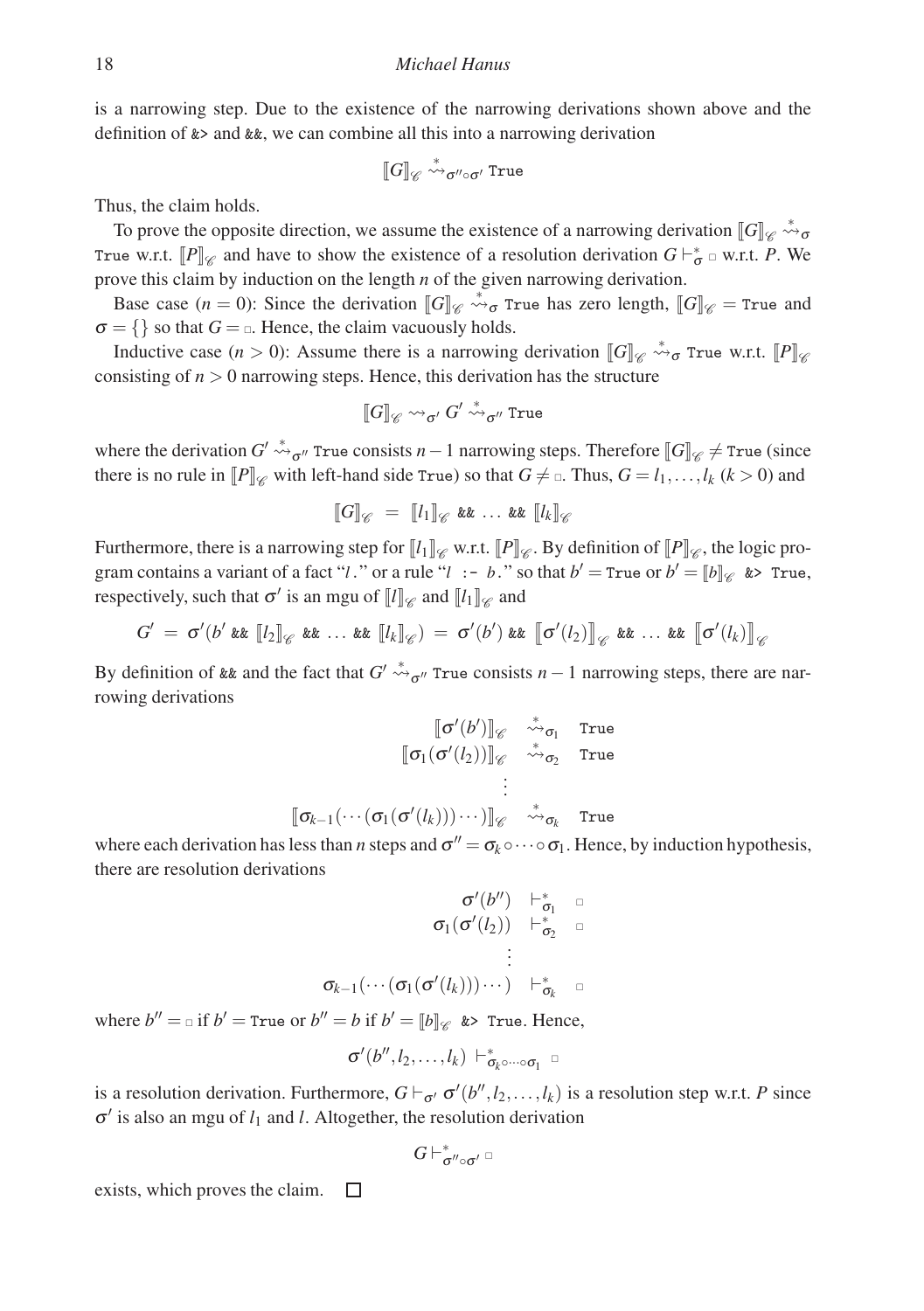is a narrowing step. Due to the existence of the narrowing derivations shown above and the definition of `&>` and `&&`, we can combine all this into a narrowing derivation

$$[\![G]\!]_{\mathscr{C}} \overset{*}{\rightsquigarrow}_{\sigma'' \circ \sigma'} \texttt{True}$$

Thus, the claim holds.

To prove the opposite direction, we assume the existence of a narrowing derivation $[\![G]\!]_{\mathscr{C}} \overset{*}{\rightsquigarrow}_{\sigma}$ `True` w.r.t. $[\![P]\!]_{\mathscr{C}}$ and have to show the existence of a resolution derivation $G \vdash_{\sigma}^{*} \square$ w.r.t. $P$. We prove this claim by induction on the length $n$ of the given narrowing derivation.

Base case ($n = 0$): Since the derivation $[\![G]\!]_{\mathscr{C}} \overset{*}{\rightsquigarrow}_{\sigma}$ `True` has zero length, $[\![G]\!]_{\mathscr{C}} = \texttt{True}$ and $\sigma = \{\}$ so that $G = \square$. Hence, the claim vacuously holds.

Inductive case ($n > 0$): Assume there is a narrowing derivation $[\![G]\!]_{\mathscr{C}} \overset{*}{\rightsquigarrow}_{\sigma}$ `True` w.r.t. $[\![P]\!]_{\mathscr{C}}$ consisting of $n > 0$ narrowing steps. Hence, this derivation has the structure

$$[\![G]\!]_{\mathscr{C}} \rightsquigarrow_{\sigma'} G' \overset{*}{\rightsquigarrow}_{\sigma''} \texttt{True}$$

where the derivation $G' \overset{*}{\rightsquigarrow}_{\sigma''}$ `True` consists $n-1$ narrowing steps. Therefore $[\![G]\!]_{\mathscr{C}} \neq \texttt{True}$ (since there is no rule in $[\![P]\!]_{\mathscr{C}}$ with left-hand side `True`) so that $G \neq \square$. Thus, $G = l_1, \ldots, l_k$ ($k > 0$) and

$$[\![G]\!]_{\mathscr{C}} \;=\; [\![l_1]\!]_{\mathscr{C}} \;\texttt{\&\&}\; \ldots \;\texttt{\&\&}\; [\![l_k]\!]_{\mathscr{C}}$$

Furthermore, there is a narrowing step for $[\![l_1]\!]_{\mathscr{C}}$ w.r.t. $[\![P]\!]_{\mathscr{C}}$. By definition of $[\![P]\!]_{\mathscr{C}}$, the logic program contains a variant of a fact "$l$." or a rule "$l$ `:-` $b$." so that $b' = \texttt{True}$ or $b' = [\![b]\!]_{\mathscr{C}}$ `&> True`, respectively, such that $\sigma'$ is an mgu of $[\![l]\!]_{\mathscr{C}}$ and $[\![l_1]\!]_{\mathscr{C}}$ and

$$G' \;=\; \sigma'(b' \;\texttt{\&\&}\; [\![l_2]\!]_{\mathscr{C}} \;\texttt{\&\&}\; \ldots \;\texttt{\&\&}\; [\![l_k]\!]_{\mathscr{C}}) \;=\; \sigma'(b') \;\texttt{\&\&}\; [\![\sigma'(l_2)]\!]_{\mathscr{C}} \;\texttt{\&\&}\; \ldots \;\texttt{\&\&}\; [\![\sigma'(l_k)]\!]_{\mathscr{C}}$$

By definition of `&&` and the fact that $G' \overset{*}{\rightsquigarrow}_{\sigma''}$ `True` consists $n-1$ narrowing steps, there are narrowing derivations

$$\begin{array}{rcl}
[\![\sigma'(b')]\!]_{\mathscr{C}} & \overset{*}{\rightsquigarrow}_{\sigma_1} & \texttt{True} \\
[\![\sigma_1(\sigma'(l_2))]\!]_{\mathscr{C}} & \overset{*}{\rightsquigarrow}_{\sigma_2} & \texttt{True} \\
& \vdots & \\
[\![\sigma_{k-1}(\cdots(\sigma_1(\sigma'(l_k)))\cdots)]\!]_{\mathscr{C}} & \overset{*}{\rightsquigarrow}_{\sigma_k} & \texttt{True}
\end{array}$$

where each derivation has less than $n$ steps and $\sigma'' = \sigma_k \circ \cdots \circ \sigma_1$. Hence, by induction hypothesis, there are resolution derivations

$$\begin{array}{rcl}
\sigma'(b'') & \vdash_{\sigma_1}^{*} & \square \\
\sigma_1(\sigma'(l_2)) & \vdash_{\sigma_2}^{*} & \square \\
& \vdots & \\
\sigma_{k-1}(\cdots(\sigma_1(\sigma'(l_k)))\cdots) & \vdash_{\sigma_k}^{*} & \square
\end{array}$$

where $b'' = \square$ if $b' = \texttt{True}$ or $b'' = b$ if $b' = [\![b]\!]_{\mathscr{C}}$ `&> True`. Hence,

$$\sigma'(b'', l_2, \ldots, l_k) \vdash_{\sigma_k \circ \cdots \circ \sigma_1}^{*} \square$$

is a resolution derivation. Furthermore, $G \vdash_{\sigma'} \sigma'(b'', l_2, \ldots, l_k)$ is a resolution step w.r.t. $P$ since $\sigma'$ is also an mgu of $l_1$ and $l$. Altogether, the resolution derivation

$$G \vdash_{\sigma'' \circ \sigma'}^{*} \square$$

exists, which proves the claim. $\square$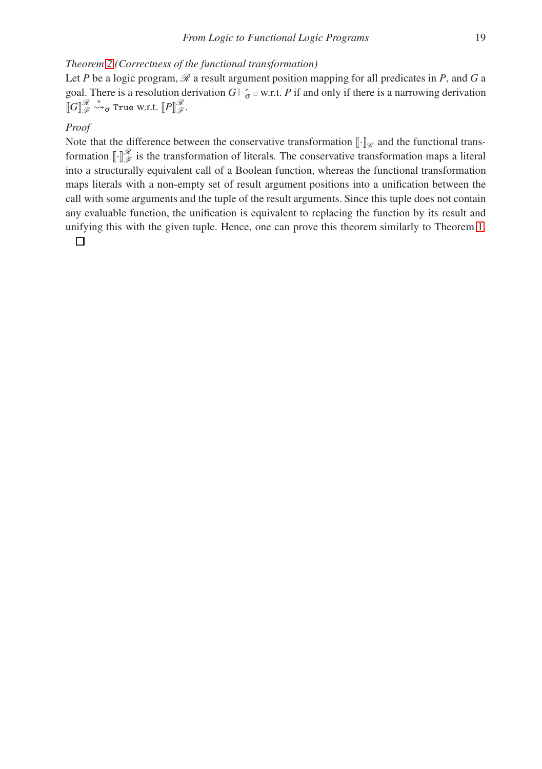*Theorem 2 (Correctness of the functional transformation)*

Let $P$ be a logic program, $\mathscr{R}$ a result argument position mapping for all predicates in $P$, and $G$ a goal. There is a resolution derivation $G \vdash_{\sigma}^{*} \square$ w.r.t. $P$ if and only if there is a narrowing derivation $[\![G]\!]_{\mathscr{F}}^{\mathscr{R}} \overset{*}{\rightsquigarrow}_{\sigma} \texttt{True}$ w.r.t. $[\![P]\!]_{\mathscr{F}}^{\mathscr{R}}$.

*Proof*

Note that the difference between the conservative transformation $[\![\cdot]\!]_{\mathscr{C}}$ and the functional transformation $[\![\cdot]\!]_{\mathscr{F}}^{\mathscr{R}}$ is the transformation of literals. The conservative transformation maps a literal into a structurally equivalent call of a Boolean function, whereas the functional transformation maps literals with a non-empty set of result argument positions into a unification between the call with some arguments and the tuple of the result arguments. Since this tuple does not contain any evaluable function, the unification is equivalent to replacing the function by its result and unifying this with the given tuple. Hence, one can prove this theorem similarly to Theorem 1.

□